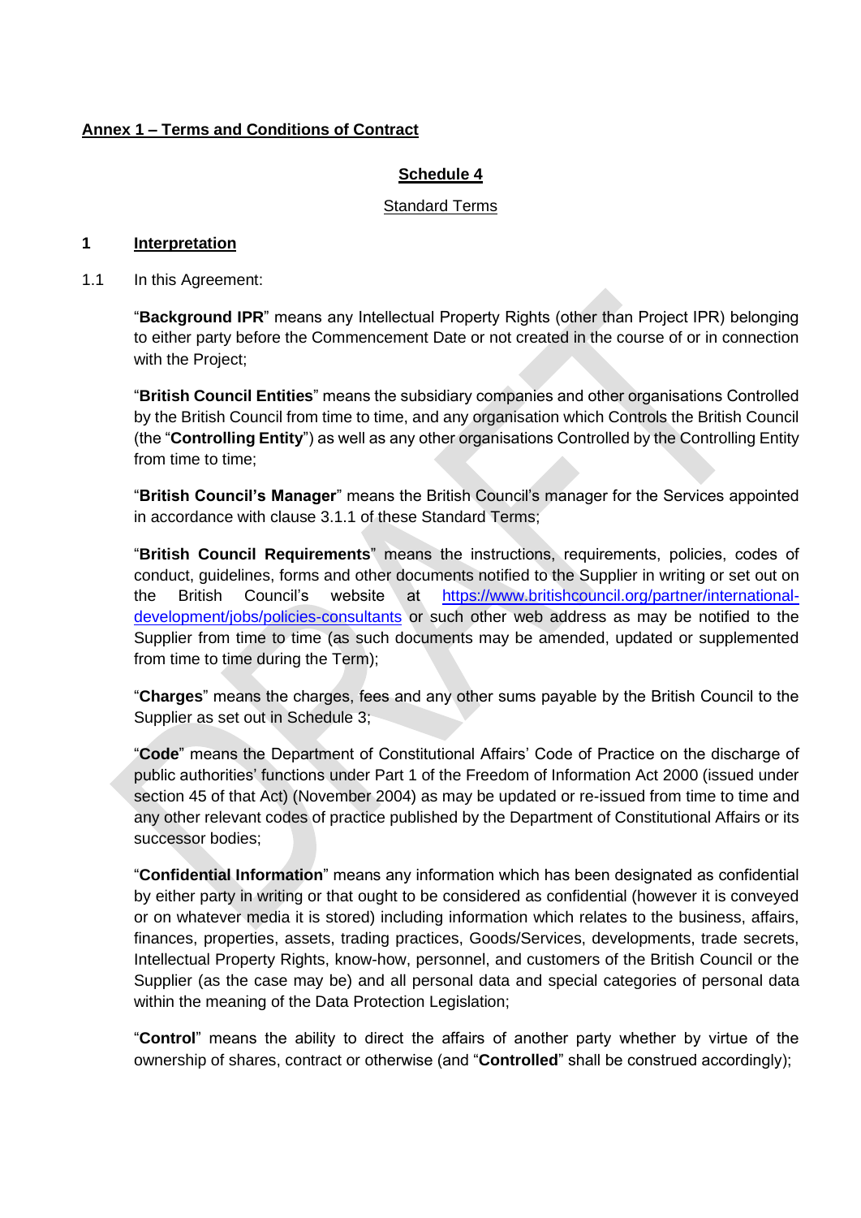**Annex 1 – Terms and Conditions of Contract**

## Schedule 4

Standard Terms

### 1 Interpretation

1.1 In this Agreement:

"**Background IPR**" means any Intellectual Property Rights (other than Project IPR) belonging to either party before the Commencement Date or not created in the course of or in connection with the Project;

"**British Council Entities**" means the subsidiary companies and other organisations Controlled by the British Council from time to time, and any organisation which Controls the British Council (the "**Controlling Entity**") as well as any other organisations Controlled by the Controlling Entity from time to time;

"**British Council's Manager**" means the British Council's manager for the Services appointed in accordance with clause 3.1.1 of these Standard Terms;

"**British Council Requirements**" means the instructions, requirements, policies, codes of conduct, guidelines, forms and other documents notified to the Supplier in writing or set out on the British Council's website at https://www.britishcouncil.org/partner/international-development/jobs/policies-consultants or such other web address as may be notified to the Supplier from time to time (as such documents may be amended, updated or supplemented from time to time during the Term);

"**Charges**" means the charges, fees and any other sums payable by the British Council to the Supplier as set out in Schedule 3;

"**Code**" means the Department of Constitutional Affairs' Code of Practice on the discharge of public authorities' functions under Part 1 of the Freedom of Information Act 2000 (issued under section 45 of that Act) (November 2004) as may be updated or re-issued from time to time and any other relevant codes of practice published by the Department of Constitutional Affairs or its successor bodies;

"**Confidential Information**" means any information which has been designated as confidential by either party in writing or that ought to be considered as confidential (however it is conveyed or on whatever media it is stored) including information which relates to the business, affairs, finances, properties, assets, trading practices, Goods/Services, developments, trade secrets, Intellectual Property Rights, know-how, personnel, and customers of the British Council or the Supplier (as the case may be) and all personal data and special categories of personal data within the meaning of the Data Protection Legislation;

"**Control**" means the ability to direct the affairs of another party whether by virtue of the ownership of shares, contract or otherwise (and "**Controlled**" shall be construed accordingly);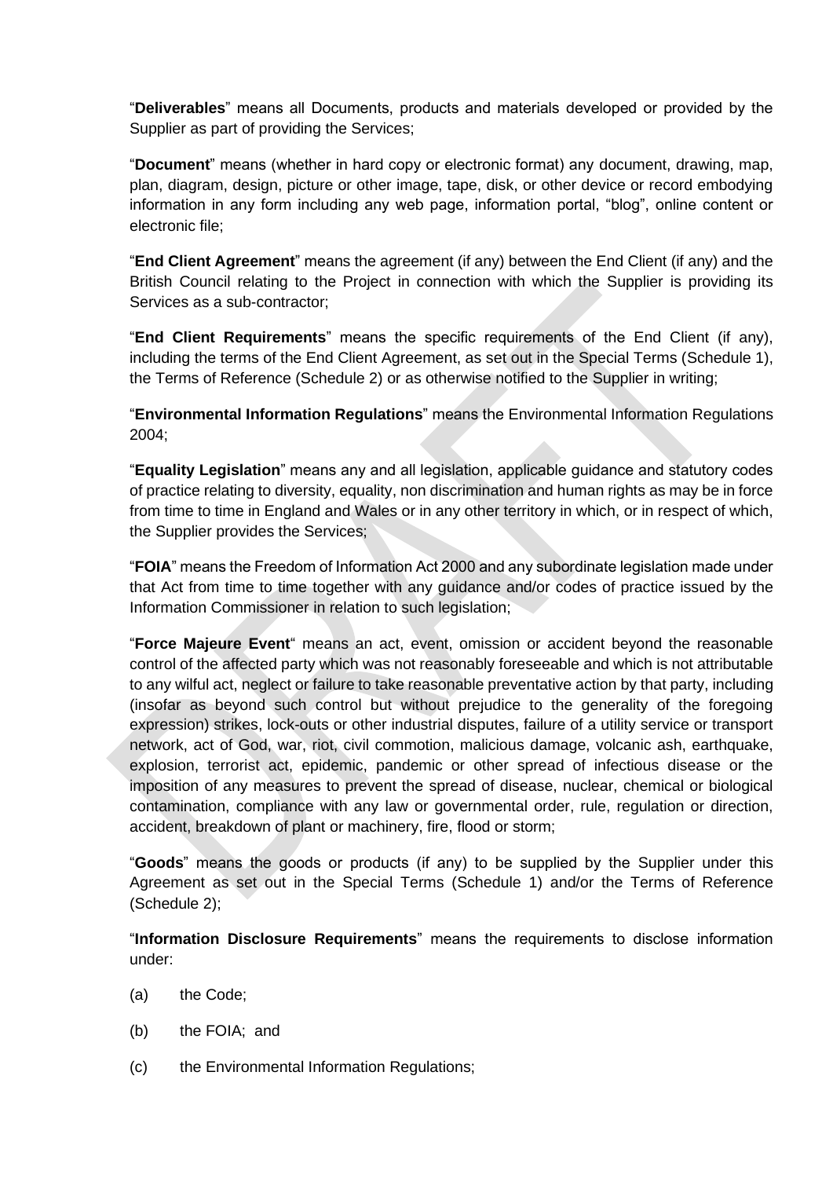"**Deliverables**" means all Documents, products and materials developed or provided by the Supplier as part of providing the Services;

"**Document**" means (whether in hard copy or electronic format) any document, drawing, map, plan, diagram, design, picture or other image, tape, disk, or other device or record embodying information in any form including any web page, information portal, "blog", online content or electronic file;

"**End Client Agreement**" means the agreement (if any) between the End Client (if any) and the British Council relating to the Project in connection with which the Supplier is providing its Services as a sub-contractor;

"**End Client Requirements**" means the specific requirements of the End Client (if any), including the terms of the End Client Agreement, as set out in the Special Terms (Schedule 1), the Terms of Reference (Schedule 2) or as otherwise notified to the Supplier in writing;

"**Environmental Information Regulations**" means the Environmental Information Regulations 2004;

"**Equality Legislation**" means any and all legislation, applicable guidance and statutory codes of practice relating to diversity, equality, non discrimination and human rights as may be in force from time to time in England and Wales or in any other territory in which, or in respect of which, the Supplier provides the Services;

"**FOIA**" means the Freedom of Information Act 2000 and any subordinate legislation made under that Act from time to time together with any guidance and/or codes of practice issued by the Information Commissioner in relation to such legislation;

"**Force Majeure Event**" means an act, event, omission or accident beyond the reasonable control of the affected party which was not reasonably foreseeable and which is not attributable to any wilful act, neglect or failure to take reasonable preventative action by that party, including (insofar as beyond such control but without prejudice to the generality of the foregoing expression) strikes, lock-outs or other industrial disputes, failure of a utility service or transport network, act of God, war, riot, civil commotion, malicious damage, volcanic ash, earthquake, explosion, terrorist act, epidemic, pandemic or other spread of infectious disease or the imposition of any measures to prevent the spread of disease, nuclear, chemical or biological contamination, compliance with any law or governmental order, rule, regulation or direction, accident, breakdown of plant or machinery, fire, flood or storm;

"**Goods**" means the goods or products (if any) to be supplied by the Supplier under this Agreement as set out in the Special Terms (Schedule 1) and/or the Terms of Reference (Schedule 2);

"**Information Disclosure Requirements**" means the requirements to disclose information under:

(a) the Code;

(b) the FOIA; and

(c) the Environmental Information Regulations;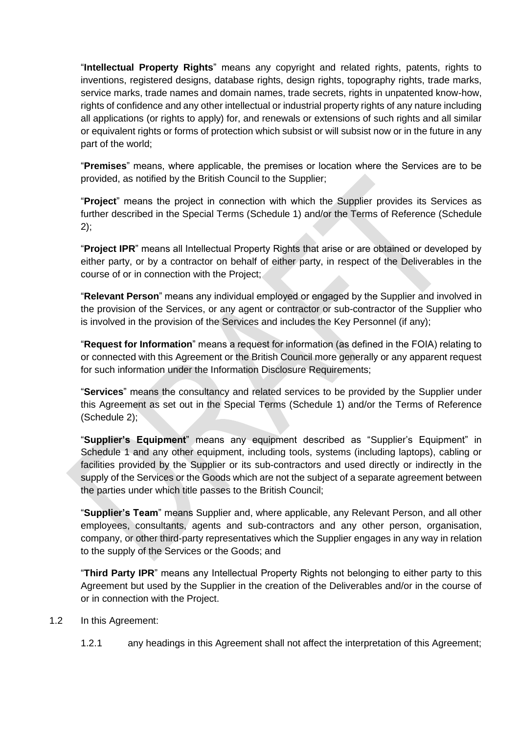"**Intellectual Property Rights**" means any copyright and related rights, patents, rights to inventions, registered designs, database rights, design rights, topography rights, trade marks, service marks, trade names and domain names, trade secrets, rights in unpatented know-how, rights of confidence and any other intellectual or industrial property rights of any nature including all applications (or rights to apply) for, and renewals or extensions of such rights and all similar or equivalent rights or forms of protection which subsist or will subsist now or in the future in any part of the world;

"**Premises**" means, where applicable, the premises or location where the Services are to be provided, as notified by the British Council to the Supplier;

"**Project**" means the project in connection with which the Supplier provides its Services as further described in the Special Terms (Schedule 1) and/or the Terms of Reference (Schedule 2);

"**Project IPR**" means all Intellectual Property Rights that arise or are obtained or developed by either party, or by a contractor on behalf of either party, in respect of the Deliverables in the course of or in connection with the Project;

"**Relevant Person**" means any individual employed or engaged by the Supplier and involved in the provision of the Services, or any agent or contractor or sub-contractor of the Supplier who is involved in the provision of the Services and includes the Key Personnel (if any);

"**Request for Information**" means a request for information (as defined in the FOIA) relating to or connected with this Agreement or the British Council more generally or any apparent request for such information under the Information Disclosure Requirements;

"**Services**" means the consultancy and related services to be provided by the Supplier under this Agreement as set out in the Special Terms (Schedule 1) and/or the Terms of Reference (Schedule 2);

"**Supplier's Equipment**" means any equipment described as "Supplier's Equipment" in Schedule 1 and any other equipment, including tools, systems (including laptops), cabling or facilities provided by the Supplier or its sub-contractors and used directly or indirectly in the supply of the Services or the Goods which are not the subject of a separate agreement between the parties under which title passes to the British Council;

"**Supplier's Team**" means Supplier and, where applicable, any Relevant Person, and all other employees, consultants, agents and sub-contractors and any other person, organisation, company, or other third-party representatives which the Supplier engages in any way in relation to the supply of the Services or the Goods; and

"**Third Party IPR**" means any Intellectual Property Rights not belonging to either party to this Agreement but used by the Supplier in the creation of the Deliverables and/or in the course of or in connection with the Project.

1.2 In this Agreement:

1.2.1 any headings in this Agreement shall not affect the interpretation of this Agreement;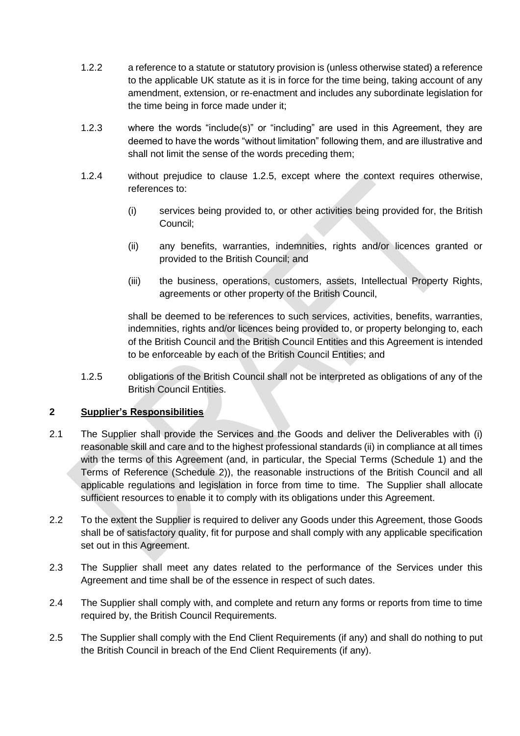1.2.2 a reference to a statute or statutory provision is (unless otherwise stated) a reference to the applicable UK statute as it is in force for the time being, taking account of any amendment, extension, or re-enactment and includes any subordinate legislation for the time being in force made under it;

1.2.3 where the words "include(s)" or "including" are used in this Agreement, they are deemed to have the words "without limitation" following them, and are illustrative and shall not limit the sense of the words preceding them;

1.2.4 without prejudice to clause 1.2.5, except where the context requires otherwise, references to:

(i) services being provided to, or other activities being provided for, the British Council;

(ii) any benefits, warranties, indemnities, rights and/or licences granted or provided to the British Council; and

(iii) the business, operations, customers, assets, Intellectual Property Rights, agreements or other property of the British Council,

shall be deemed to be references to such services, activities, benefits, warranties, indemnities, rights and/or licences being provided to, or property belonging to, each of the British Council and the British Council Entities and this Agreement is intended to be enforceable by each of the British Council Entities; and

1.2.5 obligations of the British Council shall not be interpreted as obligations of any of the British Council Entities.

## 2 Supplier's Responsibilities

2.1 The Supplier shall provide the Services and the Goods and deliver the Deliverables with (i) reasonable skill and care and to the highest professional standards (ii) in compliance at all times with the terms of this Agreement (and, in particular, the Special Terms (Schedule 1) and the Terms of Reference (Schedule 2)), the reasonable instructions of the British Council and all applicable regulations and legislation in force from time to time. The Supplier shall allocate sufficient resources to enable it to comply with its obligations under this Agreement.

2.2 To the extent the Supplier is required to deliver any Goods under this Agreement, those Goods shall be of satisfactory quality, fit for purpose and shall comply with any applicable specification set out in this Agreement.

2.3 The Supplier shall meet any dates related to the performance of the Services under this Agreement and time shall be of the essence in respect of such dates.

2.4 The Supplier shall comply with, and complete and return any forms or reports from time to time required by, the British Council Requirements.

2.5 The Supplier shall comply with the End Client Requirements (if any) and shall do nothing to put the British Council in breach of the End Client Requirements (if any).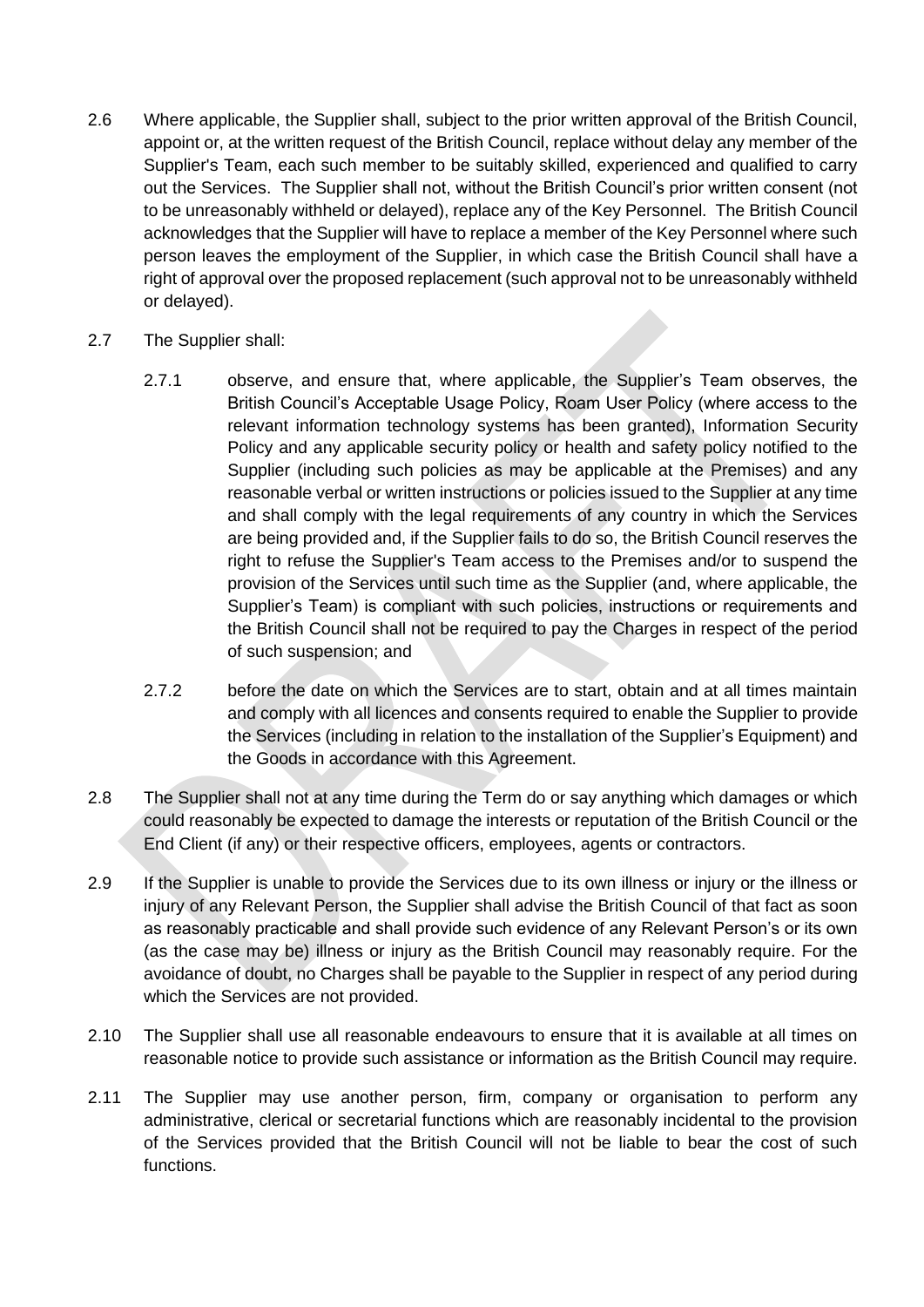2.6 Where applicable, the Supplier shall, subject to the prior written approval of the British Council, appoint or, at the written request of the British Council, replace without delay any member of the Supplier's Team, each such member to be suitably skilled, experienced and qualified to carry out the Services. The Supplier shall not, without the British Council's prior written consent (not to be unreasonably withheld or delayed), replace any of the Key Personnel. The British Council acknowledges that the Supplier will have to replace a member of the Key Personnel where such person leaves the employment of the Supplier, in which case the British Council shall have a right of approval over the proposed replacement (such approval not to be unreasonably withheld or delayed).

2.7 The Supplier shall:

2.7.1 observe, and ensure that, where applicable, the Supplier's Team observes, the British Council's Acceptable Usage Policy, Roam User Policy (where access to the relevant information technology systems has been granted), Information Security Policy and any applicable security policy or health and safety policy notified to the Supplier (including such policies as may be applicable at the Premises) and any reasonable verbal or written instructions or policies issued to the Supplier at any time and shall comply with the legal requirements of any country in which the Services are being provided and, if the Supplier fails to do so, the British Council reserves the right to refuse the Supplier's Team access to the Premises and/or to suspend the provision of the Services until such time as the Supplier (and, where applicable, the Supplier's Team) is compliant with such policies, instructions or requirements and the British Council shall not be required to pay the Charges in respect of the period of such suspension; and

2.7.2 before the date on which the Services are to start, obtain and at all times maintain and comply with all licences and consents required to enable the Supplier to provide the Services (including in relation to the installation of the Supplier's Equipment) and the Goods in accordance with this Agreement.

2.8 The Supplier shall not at any time during the Term do or say anything which damages or which could reasonably be expected to damage the interests or reputation of the British Council or the End Client (if any) or their respective officers, employees, agents or contractors.

2.9 If the Supplier is unable to provide the Services due to its own illness or injury or the illness or injury of any Relevant Person, the Supplier shall advise the British Council of that fact as soon as reasonably practicable and shall provide such evidence of any Relevant Person's or its own (as the case may be) illness or injury as the British Council may reasonably require. For the avoidance of doubt, no Charges shall be payable to the Supplier in respect of any period during which the Services are not provided.

2.10 The Supplier shall use all reasonable endeavours to ensure that it is available at all times on reasonable notice to provide such assistance or information as the British Council may require.

2.11 The Supplier may use another person, firm, company or organisation to perform any administrative, clerical or secretarial functions which are reasonably incidental to the provision of the Services provided that the British Council will not be liable to bear the cost of such functions.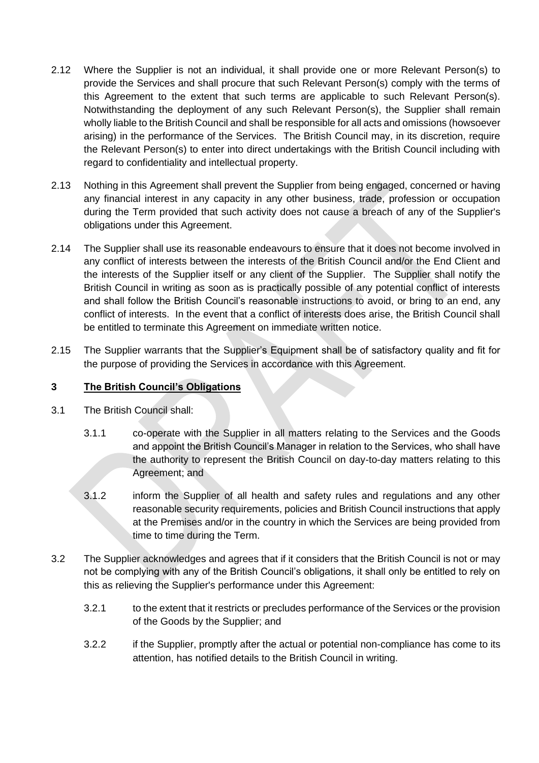2.12 Where the Supplier is not an individual, it shall provide one or more Relevant Person(s) to provide the Services and shall procure that such Relevant Person(s) comply with the terms of this Agreement to the extent that such terms are applicable to such Relevant Person(s). Notwithstanding the deployment of any such Relevant Person(s), the Supplier shall remain wholly liable to the British Council and shall be responsible for all acts and omissions (howsoever arising) in the performance of the Services. The British Council may, in its discretion, require the Relevant Person(s) to enter into direct undertakings with the British Council including with regard to confidentiality and intellectual property.

2.13 Nothing in this Agreement shall prevent the Supplier from being engaged, concerned or having any financial interest in any capacity in any other business, trade, profession or occupation during the Term provided that such activity does not cause a breach of any of the Supplier's obligations under this Agreement.

2.14 The Supplier shall use its reasonable endeavours to ensure that it does not become involved in any conflict of interests between the interests of the British Council and/or the End Client and the interests of the Supplier itself or any client of the Supplier. The Supplier shall notify the British Council in writing as soon as is practically possible of any potential conflict of interests and shall follow the British Council's reasonable instructions to avoid, or bring to an end, any conflict of interests. In the event that a conflict of interests does arise, the British Council shall be entitled to terminate this Agreement on immediate written notice.

2.15 The Supplier warrants that the Supplier's Equipment shall be of satisfactory quality and fit for the purpose of providing the Services in accordance with this Agreement.

## 3 <u>The British Council's Obligations</u>

3.1 The British Council shall:

3.1.1 co-operate with the Supplier in all matters relating to the Services and the Goods and appoint the British Council's Manager in relation to the Services, who shall have the authority to represent the British Council on day-to-day matters relating to this Agreement; and

3.1.2 inform the Supplier of all health and safety rules and regulations and any other reasonable security requirements, policies and British Council instructions that apply at the Premises and/or in the country in which the Services are being provided from time to time during the Term.

3.2 The Supplier acknowledges and agrees that if it considers that the British Council is not or may not be complying with any of the British Council's obligations, it shall only be entitled to rely on this as relieving the Supplier's performance under this Agreement:

3.2.1 to the extent that it restricts or precludes performance of the Services or the provision of the Goods by the Supplier; and

3.2.2 if the Supplier, promptly after the actual or potential non-compliance has come to its attention, has notified details to the British Council in writing.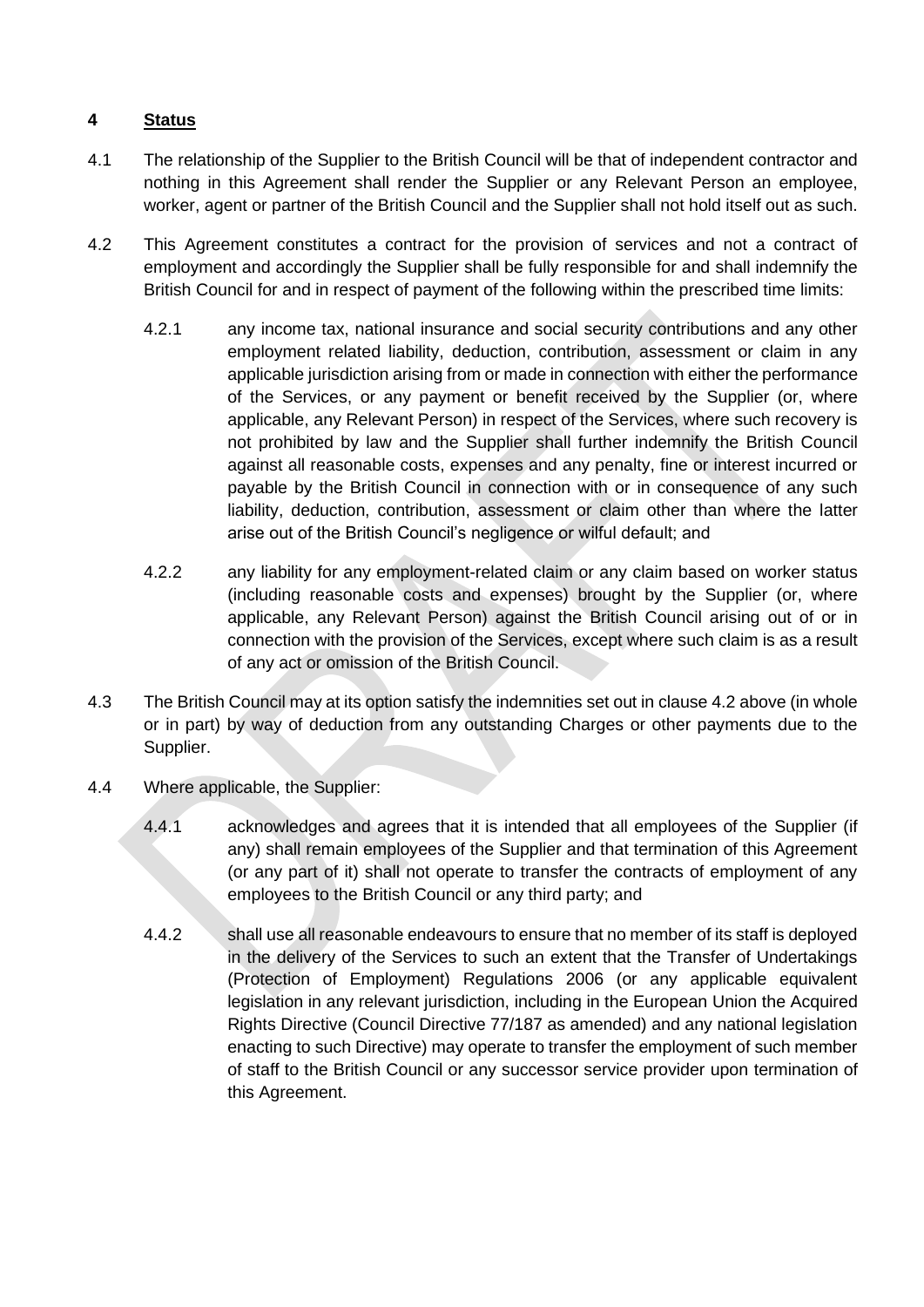## 4 Status

4.1 The relationship of the Supplier to the British Council will be that of independent contractor and nothing in this Agreement shall render the Supplier or any Relevant Person an employee, worker, agent or partner of the British Council and the Supplier shall not hold itself out as such.

4.2 This Agreement constitutes a contract for the provision of services and not a contract of employment and accordingly the Supplier shall be fully responsible for and shall indemnify the British Council for and in respect of payment of the following within the prescribed time limits:

4.2.1 any income tax, national insurance and social security contributions and any other employment related liability, deduction, contribution, assessment or claim in any applicable jurisdiction arising from or made in connection with either the performance of the Services, or any payment or benefit received by the Supplier (or, where applicable, any Relevant Person) in respect of the Services, where such recovery is not prohibited by law and the Supplier shall further indemnify the British Council against all reasonable costs, expenses and any penalty, fine or interest incurred or payable by the British Council in connection with or in consequence of any such liability, deduction, contribution, assessment or claim other than where the latter arise out of the British Council's negligence or wilful default; and

4.2.2 any liability for any employment-related claim or any claim based on worker status (including reasonable costs and expenses) brought by the Supplier (or, where applicable, any Relevant Person) against the British Council arising out of or in connection with the provision of the Services, except where such claim is as a result of any act or omission of the British Council.

4.3 The British Council may at its option satisfy the indemnities set out in clause 4.2 above (in whole or in part) by way of deduction from any outstanding Charges or other payments due to the Supplier.

4.4 Where applicable, the Supplier:

4.4.1 acknowledges and agrees that it is intended that all employees of the Supplier (if any) shall remain employees of the Supplier and that termination of this Agreement (or any part of it) shall not operate to transfer the contracts of employment of any employees to the British Council or any third party; and

4.4.2 shall use all reasonable endeavours to ensure that no member of its staff is deployed in the delivery of the Services to such an extent that the Transfer of Undertakings (Protection of Employment) Regulations 2006 (or any applicable equivalent legislation in any relevant jurisdiction, including in the European Union the Acquired Rights Directive (Council Directive 77/187 as amended) and any national legislation enacting to such Directive) may operate to transfer the employment of such member of staff to the British Council or any successor service provider upon termination of this Agreement.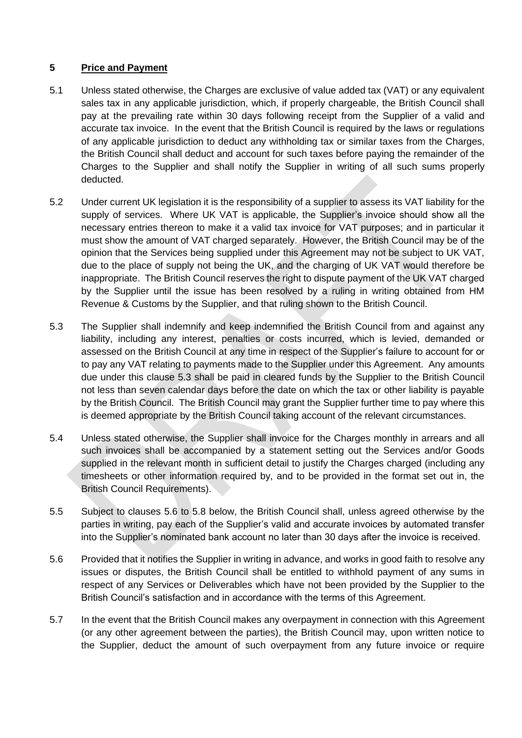## 5 Price and Payment

5.1 Unless stated otherwise, the Charges are exclusive of value added tax (VAT) or any equivalent sales tax in any applicable jurisdiction, which, if properly chargeable, the British Council shall pay at the prevailing rate within 30 days following receipt from the Supplier of a valid and accurate tax invoice. In the event that the British Council is required by the laws or regulations of any applicable jurisdiction to deduct any withholding tax or similar taxes from the Charges, the British Council shall deduct and account for such taxes before paying the remainder of the Charges to the Supplier and shall notify the Supplier in writing of all such sums properly deducted.

5.2 Under current UK legislation it is the responsibility of a supplier to assess its VAT liability for the supply of services. Where UK VAT is applicable, the Supplier's invoice should show all the necessary entries thereon to make it a valid tax invoice for VAT purposes; and in particular it must show the amount of VAT charged separately. However, the British Council may be of the opinion that the Services being supplied under this Agreement may not be subject to UK VAT, due to the place of supply not being the UK, and the charging of UK VAT would therefore be inappropriate. The British Council reserves the right to dispute payment of the UK VAT charged by the Supplier until the issue has been resolved by a ruling in writing obtained from HM Revenue & Customs by the Supplier, and that ruling shown to the British Council.

5.3 The Supplier shall indemnify and keep indemnified the British Council from and against any liability, including any interest, penalties or costs incurred, which is levied, demanded or assessed on the British Council at any time in respect of the Supplier's failure to account for or to pay any VAT relating to payments made to the Supplier under this Agreement. Any amounts due under this clause 5.3 shall be paid in cleared funds by the Supplier to the British Council not less than seven calendar days before the date on which the tax or other liability is payable by the British Council. The British Council may grant the Supplier further time to pay where this is deemed appropriate by the British Council taking account of the relevant circumstances.

5.4 Unless stated otherwise, the Supplier shall invoice for the Charges monthly in arrears and all such invoices shall be accompanied by a statement setting out the Services and/or Goods supplied in the relevant month in sufficient detail to justify the Charges charged (including any timesheets or other information required by, and to be provided in the format set out in, the British Council Requirements).

5.5 Subject to clauses 5.6 to 5.8 below, the British Council shall, unless agreed otherwise by the parties in writing, pay each of the Supplier's valid and accurate invoices by automated transfer into the Supplier's nominated bank account no later than 30 days after the invoice is received.

5.6 Provided that it notifies the Supplier in writing in advance, and works in good faith to resolve any issues or disputes, the British Council shall be entitled to withhold payment of any sums in respect of any Services or Deliverables which have not been provided by the Supplier to the British Council's satisfaction and in accordance with the terms of this Agreement.

5.7 In the event that the British Council makes any overpayment in connection with this Agreement (or any other agreement between the parties), the British Council may, upon written notice to the Supplier, deduct the amount of such overpayment from any future invoice or require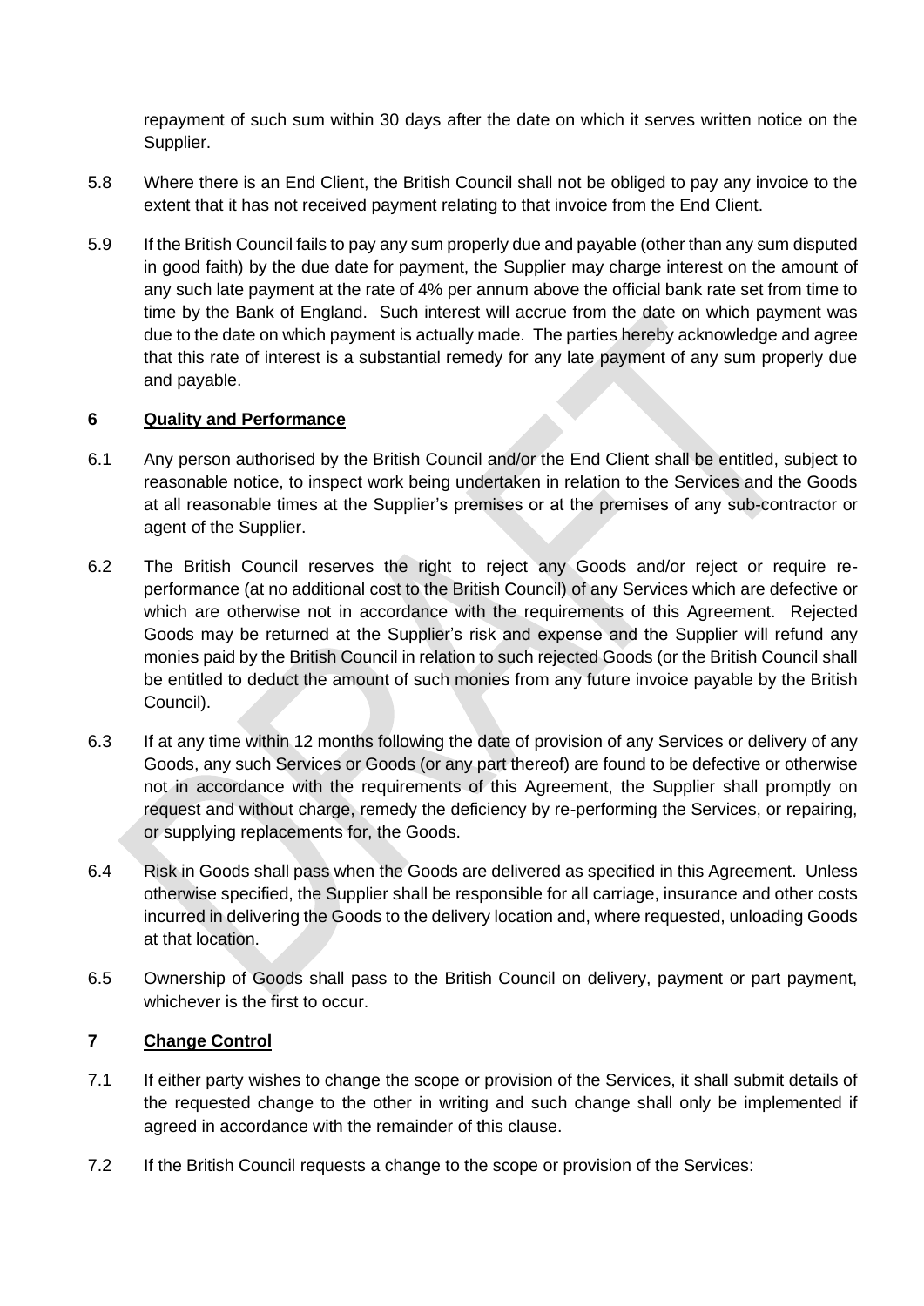repayment of such sum within 30 days after the date on which it serves written notice on the Supplier.

5.8 Where there is an End Client, the British Council shall not be obliged to pay any invoice to the extent that it has not received payment relating to that invoice from the End Client.

5.9 If the British Council fails to pay any sum properly due and payable (other than any sum disputed in good faith) by the due date for payment, the Supplier may charge interest on the amount of any such late payment at the rate of 4% per annum above the official bank rate set from time to time by the Bank of England. Such interest will accrue from the date on which payment was due to the date on which payment is actually made. The parties hereby acknowledge and agree that this rate of interest is a substantial remedy for any late payment of any sum properly due and payable.

## 6 Quality and Performance

6.1 Any person authorised by the British Council and/or the End Client shall be entitled, subject to reasonable notice, to inspect work being undertaken in relation to the Services and the Goods at all reasonable times at the Supplier's premises or at the premises of any sub-contractor or agent of the Supplier.

6.2 The British Council reserves the right to reject any Goods and/or reject or require re-performance (at no additional cost to the British Council) of any Services which are defective or which are otherwise not in accordance with the requirements of this Agreement. Rejected Goods may be returned at the Supplier's risk and expense and the Supplier will refund any monies paid by the British Council in relation to such rejected Goods (or the British Council shall be entitled to deduct the amount of such monies from any future invoice payable by the British Council).

6.3 If at any time within 12 months following the date of provision of any Services or delivery of any Goods, any such Services or Goods (or any part thereof) are found to be defective or otherwise not in accordance with the requirements of this Agreement, the Supplier shall promptly on request and without charge, remedy the deficiency by re-performing the Services, or repairing, or supplying replacements for, the Goods.

6.4 Risk in Goods shall pass when the Goods are delivered as specified in this Agreement. Unless otherwise specified, the Supplier shall be responsible for all carriage, insurance and other costs incurred in delivering the Goods to the delivery location and, where requested, unloading Goods at that location.

6.5 Ownership of Goods shall pass to the British Council on delivery, payment or part payment, whichever is the first to occur.

## 7 Change Control

7.1 If either party wishes to change the scope or provision of the Services, it shall submit details of the requested change to the other in writing and such change shall only be implemented if agreed in accordance with the remainder of this clause.

7.2 If the British Council requests a change to the scope or provision of the Services: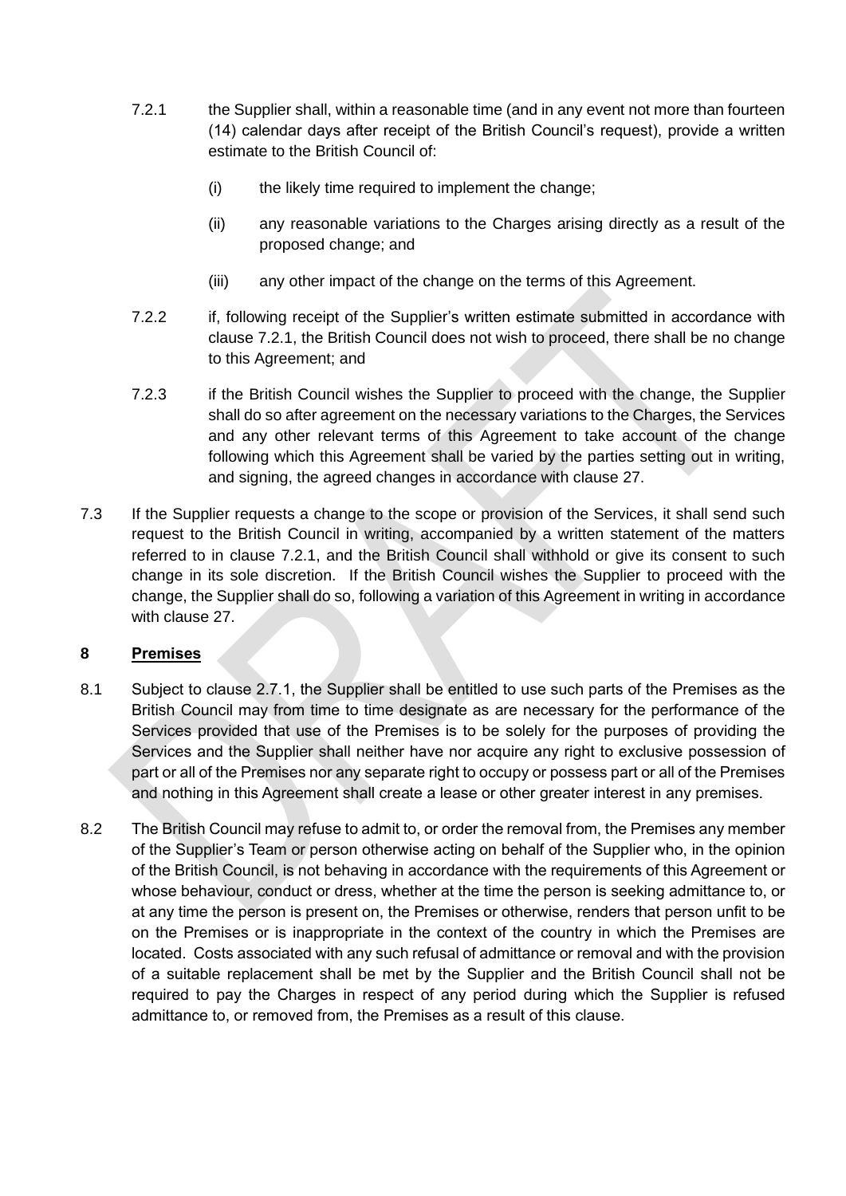7.2.1 the Supplier shall, within a reasonable time (and in any event not more than fourteen (14) calendar days after receipt of the British Council's request), provide a written estimate to the British Council of:

(i) the likely time required to implement the change;

(ii) any reasonable variations to the Charges arising directly as a result of the proposed change; and

(iii) any other impact of the change on the terms of this Agreement.

7.2.2 if, following receipt of the Supplier's written estimate submitted in accordance with clause 7.2.1, the British Council does not wish to proceed, there shall be no change to this Agreement; and

7.2.3 if the British Council wishes the Supplier to proceed with the change, the Supplier shall do so after agreement on the necessary variations to the Charges, the Services and any other relevant terms of this Agreement to take account of the change following which this Agreement shall be varied by the parties setting out in writing, and signing, the agreed changes in accordance with clause 27.

7.3 If the Supplier requests a change to the scope or provision of the Services, it shall send such request to the British Council in writing, accompanied by a written statement of the matters referred to in clause 7.2.1, and the British Council shall withhold or give its consent to such change in its sole discretion. If the British Council wishes the Supplier to proceed with the change, the Supplier shall do so, following a variation of this Agreement in writing in accordance with clause 27.

## 8 <u>Premises</u>

8.1 Subject to clause 2.7.1, the Supplier shall be entitled to use such parts of the Premises as the British Council may from time to time designate as are necessary for the performance of the Services provided that use of the Premises is to be solely for the purposes of providing the Services and the Supplier shall neither have nor acquire any right to exclusive possession of part or all of the Premises nor any separate right to occupy or possess part or all of the Premises and nothing in this Agreement shall create a lease or other greater interest in any premises.

8.2 The British Council may refuse to admit to, or order the removal from, the Premises any member of the Supplier's Team or person otherwise acting on behalf of the Supplier who, in the opinion of the British Council, is not behaving in accordance with the requirements of this Agreement or whose behaviour, conduct or dress, whether at the time the person is seeking admittance to, or at any time the person is present on, the Premises or otherwise, renders that person unfit to be on the Premises or is inappropriate in the context of the country in which the Premises are located. Costs associated with any such refusal of admittance or removal and with the provision of a suitable replacement shall be met by the Supplier and the British Council shall not be required to pay the Charges in respect of any period during which the Supplier is refused admittance to, or removed from, the Premises as a result of this clause.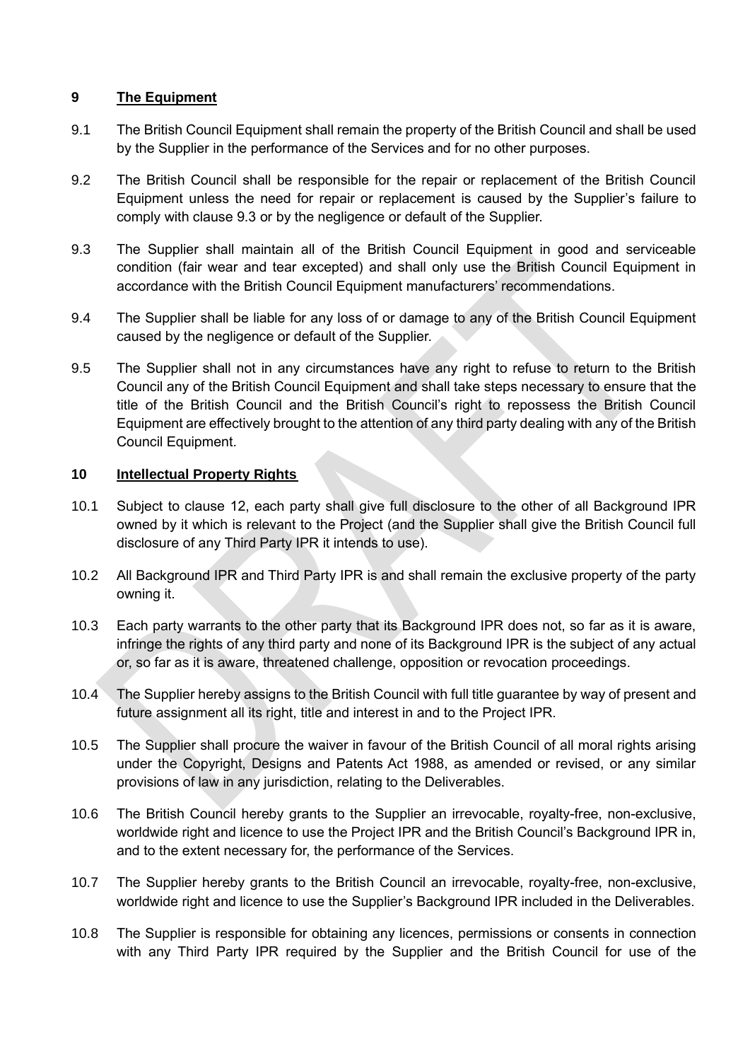## 9 The Equipment

9.1 The British Council Equipment shall remain the property of the British Council and shall be used by the Supplier in the performance of the Services and for no other purposes.

9.2 The British Council shall be responsible for the repair or replacement of the British Council Equipment unless the need for repair or replacement is caused by the Supplier's failure to comply with clause 9.3 or by the negligence or default of the Supplier.

9.3 The Supplier shall maintain all of the British Council Equipment in good and serviceable condition (fair wear and tear excepted) and shall only use the British Council Equipment in accordance with the British Council Equipment manufacturers' recommendations.

9.4 The Supplier shall be liable for any loss of or damage to any of the British Council Equipment caused by the negligence or default of the Supplier.

9.5 The Supplier shall not in any circumstances have any right to refuse to return to the British Council any of the British Council Equipment and shall take steps necessary to ensure that the title of the British Council and the British Council's right to repossess the British Council Equipment are effectively brought to the attention of any third party dealing with any of the British Council Equipment.

## 10 Intellectual Property Rights

10.1 Subject to clause 12, each party shall give full disclosure to the other of all Background IPR owned by it which is relevant to the Project (and the Supplier shall give the British Council full disclosure of any Third Party IPR it intends to use).

10.2 All Background IPR and Third Party IPR is and shall remain the exclusive property of the party owning it.

10.3 Each party warrants to the other party that its Background IPR does not, so far as it is aware, infringe the rights of any third party and none of its Background IPR is the subject of any actual or, so far as it is aware, threatened challenge, opposition or revocation proceedings.

10.4 The Supplier hereby assigns to the British Council with full title guarantee by way of present and future assignment all its right, title and interest in and to the Project IPR.

10.5 The Supplier shall procure the waiver in favour of the British Council of all moral rights arising under the Copyright, Designs and Patents Act 1988, as amended or revised, or any similar provisions of law in any jurisdiction, relating to the Deliverables.

10.6 The British Council hereby grants to the Supplier an irrevocable, royalty-free, non-exclusive, worldwide right and licence to use the Project IPR and the British Council's Background IPR in, and to the extent necessary for, the performance of the Services.

10.7 The Supplier hereby grants to the British Council an irrevocable, royalty-free, non-exclusive, worldwide right and licence to use the Supplier's Background IPR included in the Deliverables.

10.8 The Supplier is responsible for obtaining any licences, permissions or consents in connection with any Third Party IPR required by the Supplier and the British Council for use of the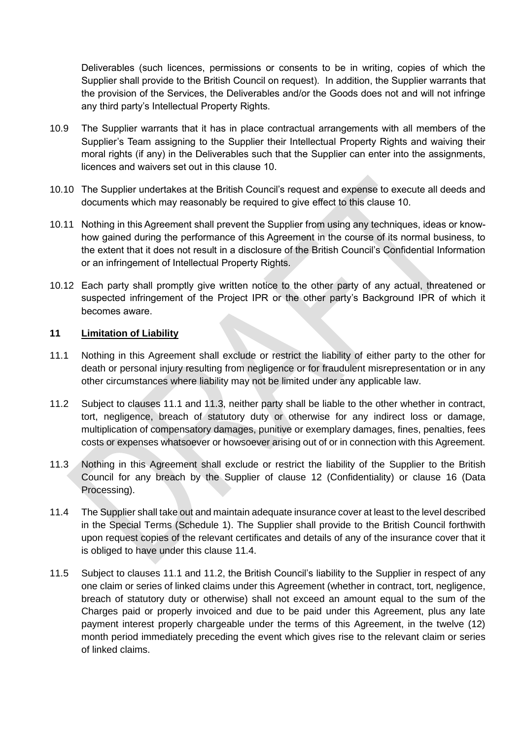Deliverables (such licences, permissions or consents to be in writing, copies of which the Supplier shall provide to the British Council on request). In addition, the Supplier warrants that the provision of the Services, the Deliverables and/or the Goods does not and will not infringe any third party's Intellectual Property Rights.

10.9 The Supplier warrants that it has in place contractual arrangements with all members of the Supplier's Team assigning to the Supplier their Intellectual Property Rights and waiving their moral rights (if any) in the Deliverables such that the Supplier can enter into the assignments, licences and waivers set out in this clause 10.

10.10 The Supplier undertakes at the British Council's request and expense to execute all deeds and documents which may reasonably be required to give effect to this clause 10.

10.11 Nothing in this Agreement shall prevent the Supplier from using any techniques, ideas or know-how gained during the performance of this Agreement in the course of its normal business, to the extent that it does not result in a disclosure of the British Council's Confidential Information or an infringement of Intellectual Property Rights.

10.12 Each party shall promptly give written notice to the other party of any actual, threatened or suspected infringement of the Project IPR or the other party's Background IPR of which it becomes aware.

## 11 Limitation of Liability

11.1 Nothing in this Agreement shall exclude or restrict the liability of either party to the other for death or personal injury resulting from negligence or for fraudulent misrepresentation or in any other circumstances where liability may not be limited under any applicable law.

11.2 Subject to clauses 11.1 and 11.3, neither party shall be liable to the other whether in contract, tort, negligence, breach of statutory duty or otherwise for any indirect loss or damage, multiplication of compensatory damages, punitive or exemplary damages, fines, penalties, fees costs or expenses whatsoever or howsoever arising out of or in connection with this Agreement.

11.3 Nothing in this Agreement shall exclude or restrict the liability of the Supplier to the British Council for any breach by the Supplier of clause 12 (Confidentiality) or clause 16 (Data Processing).

11.4 The Supplier shall take out and maintain adequate insurance cover at least to the level described in the Special Terms (Schedule 1). The Supplier shall provide to the British Council forthwith upon request copies of the relevant certificates and details of any of the insurance cover that it is obliged to have under this clause 11.4.

11.5 Subject to clauses 11.1 and 11.2, the British Council's liability to the Supplier in respect of any one claim or series of linked claims under this Agreement (whether in contract, tort, negligence, breach of statutory duty or otherwise) shall not exceed an amount equal to the sum of the Charges paid or properly invoiced and due to be paid under this Agreement, plus any late payment interest properly chargeable under the terms of this Agreement, in the twelve (12) month period immediately preceding the event which gives rise to the relevant claim or series of linked claims.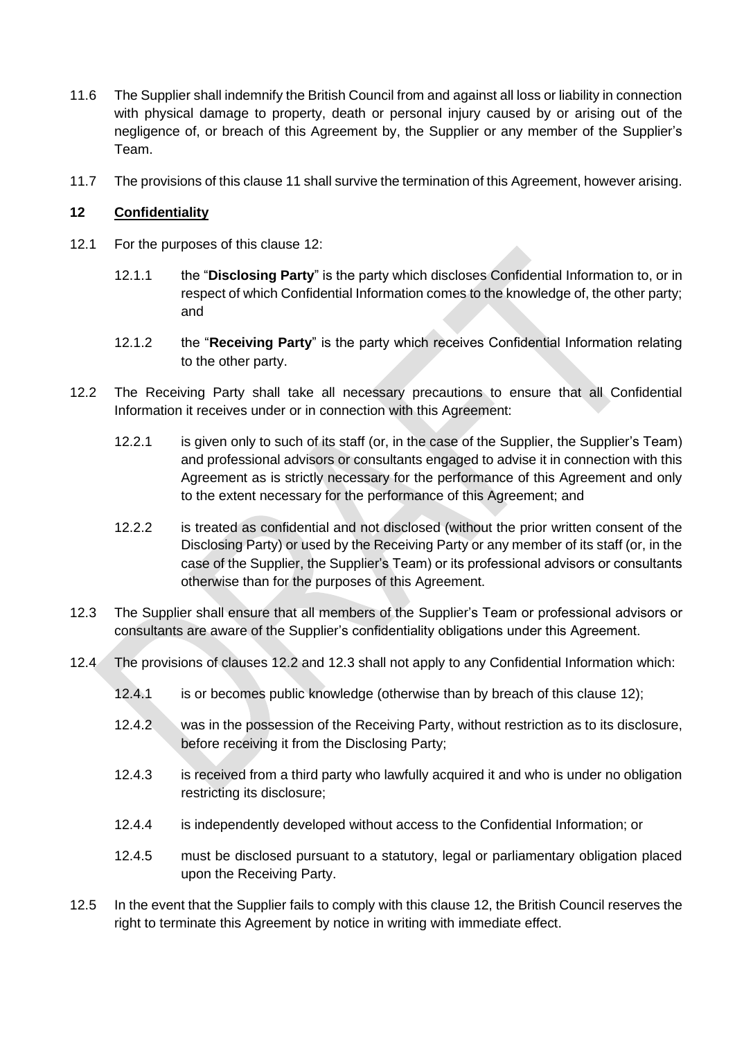11.6 The Supplier shall indemnify the British Council from and against all loss or liability in connection with physical damage to property, death or personal injury caused by or arising out of the negligence of, or breach of this Agreement by, the Supplier or any member of the Supplier's Team.

11.7 The provisions of this clause 11 shall survive the termination of this Agreement, however arising.

## 12 Confidentiality

12.1 For the purposes of this clause 12:

12.1.1 the "**Disclosing Party**" is the party which discloses Confidential Information to, or in respect of which Confidential Information comes to the knowledge of, the other party; and

12.1.2 the "**Receiving Party**" is the party which receives Confidential Information relating to the other party.

12.2 The Receiving Party shall take all necessary precautions to ensure that all Confidential Information it receives under or in connection with this Agreement:

12.2.1 is given only to such of its staff (or, in the case of the Supplier, the Supplier's Team) and professional advisors or consultants engaged to advise it in connection with this Agreement as is strictly necessary for the performance of this Agreement and only to the extent necessary for the performance of this Agreement; and

12.2.2 is treated as confidential and not disclosed (without the prior written consent of the Disclosing Party) or used by the Receiving Party or any member of its staff (or, in the case of the Supplier, the Supplier's Team) or its professional advisors or consultants otherwise than for the purposes of this Agreement.

12.3 The Supplier shall ensure that all members of the Supplier's Team or professional advisors or consultants are aware of the Supplier's confidentiality obligations under this Agreement.

12.4 The provisions of clauses 12.2 and 12.3 shall not apply to any Confidential Information which:

12.4.1 is or becomes public knowledge (otherwise than by breach of this clause 12);

12.4.2 was in the possession of the Receiving Party, without restriction as to its disclosure, before receiving it from the Disclosing Party;

12.4.3 is received from a third party who lawfully acquired it and who is under no obligation restricting its disclosure;

12.4.4 is independently developed without access to the Confidential Information; or

12.4.5 must be disclosed pursuant to a statutory, legal or parliamentary obligation placed upon the Receiving Party.

12.5 In the event that the Supplier fails to comply with this clause 12, the British Council reserves the right to terminate this Agreement by notice in writing with immediate effect.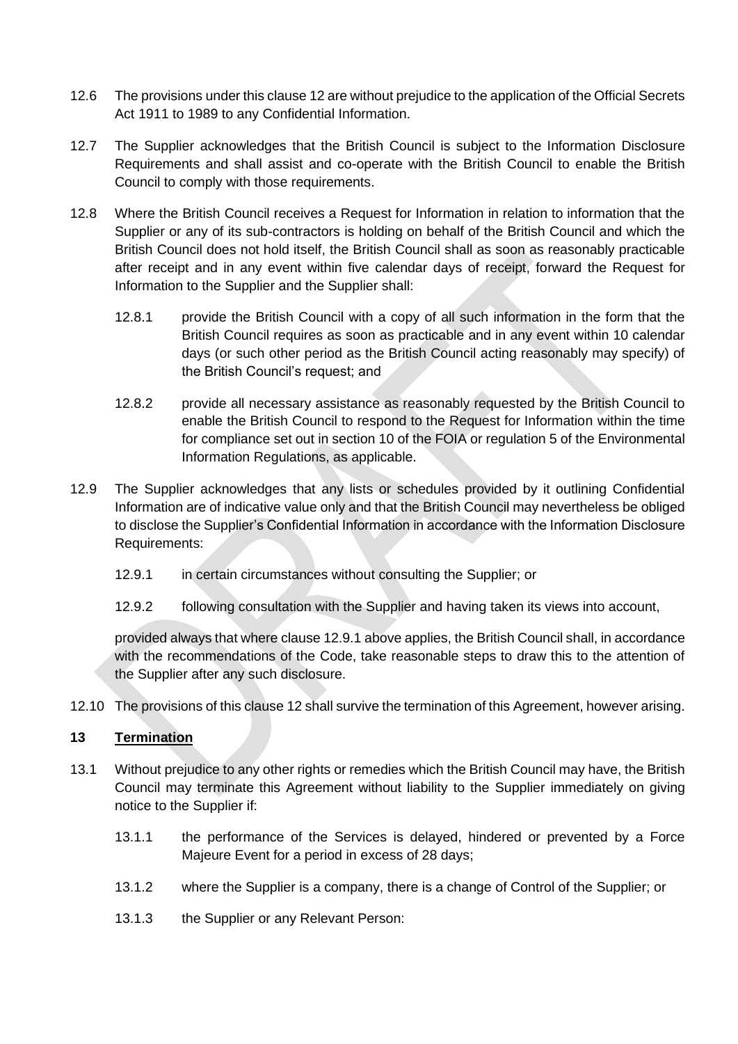12.6 The provisions under this clause 12 are without prejudice to the application of the Official Secrets Act 1911 to 1989 to any Confidential Information.

12.7 The Supplier acknowledges that the British Council is subject to the Information Disclosure Requirements and shall assist and co-operate with the British Council to enable the British Council to comply with those requirements.

12.8 Where the British Council receives a Request for Information in relation to information that the Supplier or any of its sub-contractors is holding on behalf of the British Council and which the British Council does not hold itself, the British Council shall as soon as reasonably practicable after receipt and in any event within five calendar days of receipt, forward the Request for Information to the Supplier and the Supplier shall:

12.8.1 provide the British Council with a copy of all such information in the form that the British Council requires as soon as practicable and in any event within 10 calendar days (or such other period as the British Council acting reasonably may specify) of the British Council's request; and

12.8.2 provide all necessary assistance as reasonably requested by the British Council to enable the British Council to respond to the Request for Information within the time for compliance set out in section 10 of the FOIA or regulation 5 of the Environmental Information Regulations, as applicable.

12.9 The Supplier acknowledges that any lists or schedules provided by it outlining Confidential Information are of indicative value only and that the British Council may nevertheless be obliged to disclose the Supplier's Confidential Information in accordance with the Information Disclosure Requirements:

12.9.1 in certain circumstances without consulting the Supplier; or

12.9.2 following consultation with the Supplier and having taken its views into account,

provided always that where clause 12.9.1 above applies, the British Council shall, in accordance with the recommendations of the Code, take reasonable steps to draw this to the attention of the Supplier after any such disclosure.

12.10 The provisions of this clause 12 shall survive the termination of this Agreement, however arising.

## 13 Termination

13.1 Without prejudice to any other rights or remedies which the British Council may have, the British Council may terminate this Agreement without liability to the Supplier immediately on giving notice to the Supplier if:

13.1.1 the performance of the Services is delayed, hindered or prevented by a Force Majeure Event for a period in excess of 28 days;

13.1.2 where the Supplier is a company, there is a change of Control of the Supplier; or

13.1.3 the Supplier or any Relevant Person: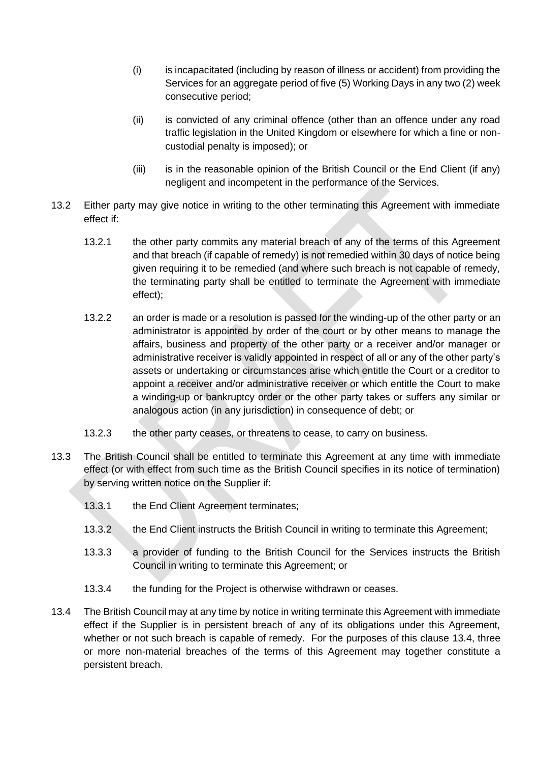(i) is incapacitated (including by reason of illness or accident) from providing the Services for an aggregate period of five (5) Working Days in any two (2) week consecutive period;

(ii) is convicted of any criminal offence (other than an offence under any road traffic legislation in the United Kingdom or elsewhere for which a fine or non-custodial penalty is imposed); or

(iii) is in the reasonable opinion of the British Council or the End Client (if any) negligent and incompetent in the performance of the Services.

13.2 Either party may give notice in writing to the other terminating this Agreement with immediate effect if:

13.2.1 the other party commits any material breach of any of the terms of this Agreement and that breach (if capable of remedy) is not remedied within 30 days of notice being given requiring it to be remedied (and where such breach is not capable of remedy, the terminating party shall be entitled to terminate the Agreement with immediate effect);

13.2.2 an order is made or a resolution is passed for the winding-up of the other party or an administrator is appointed by order of the court or by other means to manage the affairs, business and property of the other party or a receiver and/or manager or administrative receiver is validly appointed in respect of all or any of the other party's assets or undertaking or circumstances arise which entitle the Court or a creditor to appoint a receiver and/or administrative receiver or which entitle the Court to make a winding-up or bankruptcy order or the other party takes or suffers any similar or analogous action (in any jurisdiction) in consequence of debt; or

13.2.3 the other party ceases, or threatens to cease, to carry on business.

13.3 The British Council shall be entitled to terminate this Agreement at any time with immediate effect (or with effect from such time as the British Council specifies in its notice of termination) by serving written notice on the Supplier if:

13.3.1 the End Client Agreement terminates;

13.3.2 the End Client instructs the British Council in writing to terminate this Agreement;

13.3.3 a provider of funding to the British Council for the Services instructs the British Council in writing to terminate this Agreement; or

13.3.4 the funding for the Project is otherwise withdrawn or ceases.

13.4 The British Council may at any time by notice in writing terminate this Agreement with immediate effect if the Supplier is in persistent breach of any of its obligations under this Agreement, whether or not such breach is capable of remedy. For the purposes of this clause 13.4, three or more non-material breaches of the terms of this Agreement may together constitute a persistent breach.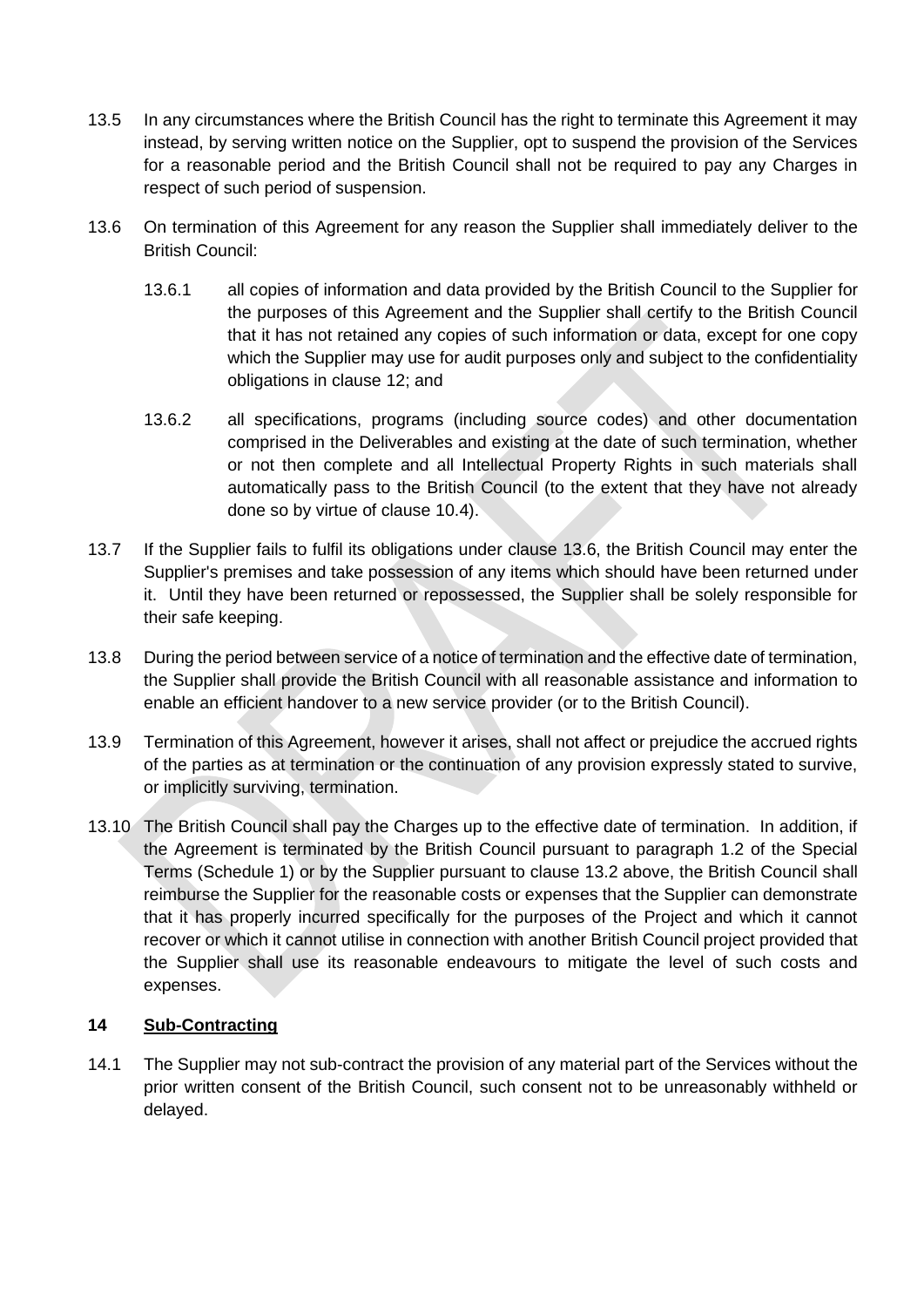13.5 In any circumstances where the British Council has the right to terminate this Agreement it may instead, by serving written notice on the Supplier, opt to suspend the provision of the Services for a reasonable period and the British Council shall not be required to pay any Charges in respect of such period of suspension.

13.6 On termination of this Agreement for any reason the Supplier shall immediately deliver to the British Council:

13.6.1 all copies of information and data provided by the British Council to the Supplier for the purposes of this Agreement and the Supplier shall certify to the British Council that it has not retained any copies of such information or data, except for one copy which the Supplier may use for audit purposes only and subject to the confidentiality obligations in clause 12; and

13.6.2 all specifications, programs (including source codes) and other documentation comprised in the Deliverables and existing at the date of such termination, whether or not then complete and all Intellectual Property Rights in such materials shall automatically pass to the British Council (to the extent that they have not already done so by virtue of clause 10.4).

13.7 If the Supplier fails to fulfil its obligations under clause 13.6, the British Council may enter the Supplier's premises and take possession of any items which should have been returned under it. Until they have been returned or repossessed, the Supplier shall be solely responsible for their safe keeping.

13.8 During the period between service of a notice of termination and the effective date of termination, the Supplier shall provide the British Council with all reasonable assistance and information to enable an efficient handover to a new service provider (or to the British Council).

13.9 Termination of this Agreement, however it arises, shall not affect or prejudice the accrued rights of the parties as at termination or the continuation of any provision expressly stated to survive, or implicitly surviving, termination.

13.10 The British Council shall pay the Charges up to the effective date of termination. In addition, if the Agreement is terminated by the British Council pursuant to paragraph 1.2 of the Special Terms (Schedule 1) or by the Supplier pursuant to clause 13.2 above, the British Council shall reimburse the Supplier for the reasonable costs or expenses that the Supplier can demonstrate that it has properly incurred specifically for the purposes of the Project and which it cannot recover or which it cannot utilise in connection with another British Council project provided that the Supplier shall use its reasonable endeavours to mitigate the level of such costs and expenses.

## 14 Sub-Contracting

14.1 The Supplier may not sub-contract the provision of any material part of the Services without the prior written consent of the British Council, such consent not to be unreasonably withheld or delayed.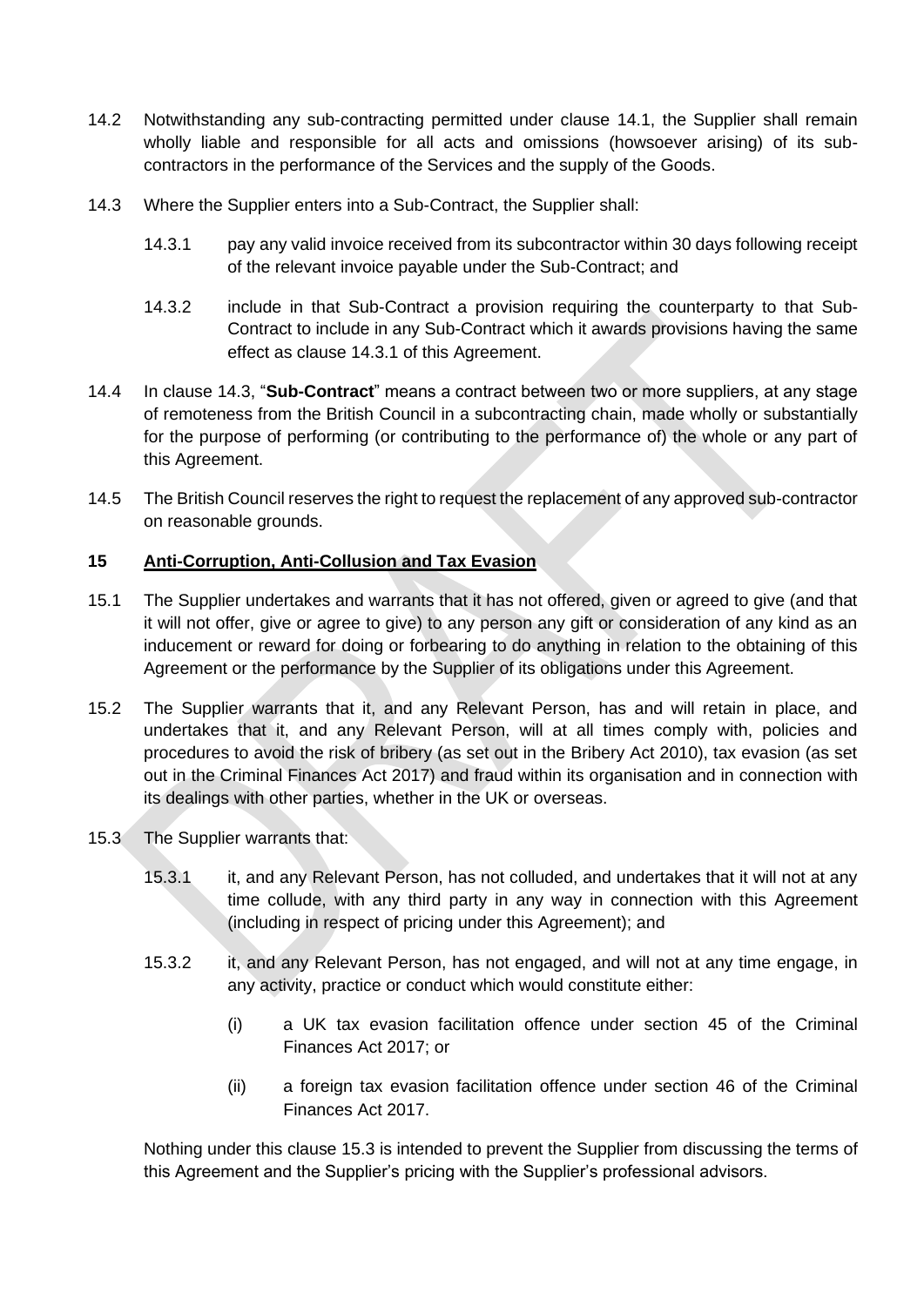14.2 Notwithstanding any sub-contracting permitted under clause 14.1, the Supplier shall remain wholly liable and responsible for all acts and omissions (howsoever arising) of its sub-contractors in the performance of the Services and the supply of the Goods.

14.3 Where the Supplier enters into a Sub-Contract, the Supplier shall:

14.3.1 pay any valid invoice received from its subcontractor within 30 days following receipt of the relevant invoice payable under the Sub-Contract; and

14.3.2 include in that Sub-Contract a provision requiring the counterparty to that Sub-Contract to include in any Sub-Contract which it awards provisions having the same effect as clause 14.3.1 of this Agreement.

14.4 In clause 14.3, "**Sub-Contract**" means a contract between two or more suppliers, at any stage of remoteness from the British Council in a subcontracting chain, made wholly or substantially for the purpose of performing (or contributing to the performance of) the whole or any part of this Agreement.

14.5 The British Council reserves the right to request the replacement of any approved sub-contractor on reasonable grounds.

## 15 Anti-Corruption, Anti-Collusion and Tax Evasion

15.1 The Supplier undertakes and warrants that it has not offered, given or agreed to give (and that it will not offer, give or agree to give) to any person any gift or consideration of any kind as an inducement or reward for doing or forbearing to do anything in relation to the obtaining of this Agreement or the performance by the Supplier of its obligations under this Agreement.

15.2 The Supplier warrants that it, and any Relevant Person, has and will retain in place, and undertakes that it, and any Relevant Person, will at all times comply with, policies and procedures to avoid the risk of bribery (as set out in the Bribery Act 2010), tax evasion (as set out in the Criminal Finances Act 2017) and fraud within its organisation and in connection with its dealings with other parties, whether in the UK or overseas.

15.3 The Supplier warrants that:

15.3.1 it, and any Relevant Person, has not colluded, and undertakes that it will not at any time collude, with any third party in any way in connection with this Agreement (including in respect of pricing under this Agreement); and

15.3.2 it, and any Relevant Person, has not engaged, and will not at any time engage, in any activity, practice or conduct which would constitute either:

(i) a UK tax evasion facilitation offence under section 45 of the Criminal Finances Act 2017; or

(ii) a foreign tax evasion facilitation offence under section 46 of the Criminal Finances Act 2017.

Nothing under this clause 15.3 is intended to prevent the Supplier from discussing the terms of this Agreement and the Supplier's pricing with the Supplier's professional advisors.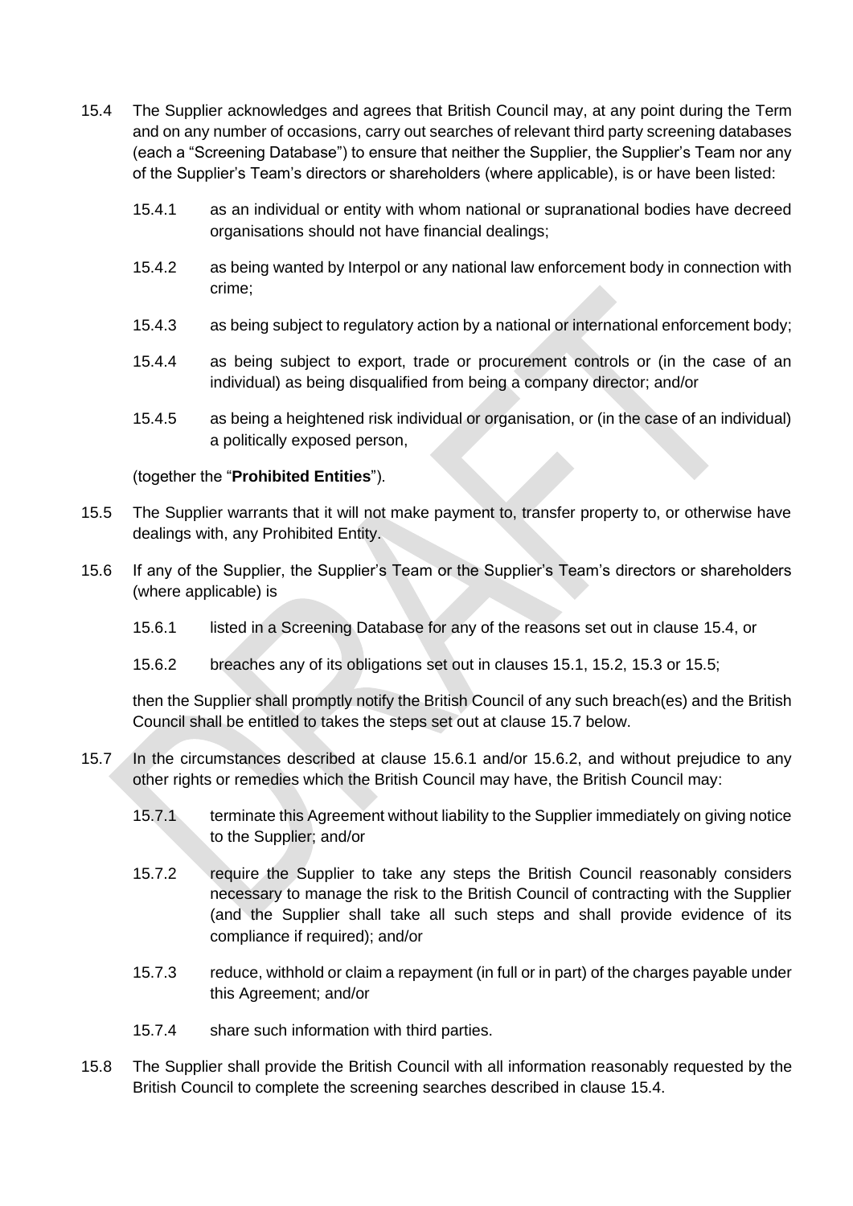15.4 The Supplier acknowledges and agrees that British Council may, at any point during the Term and on any number of occasions, carry out searches of relevant third party screening databases (each a "Screening Database") to ensure that neither the Supplier, the Supplier's Team nor any of the Supplier's Team's directors or shareholders (where applicable), is or have been listed:

15.4.1 as an individual or entity with whom national or supranational bodies have decreed organisations should not have financial dealings;

15.4.2 as being wanted by Interpol or any national law enforcement body in connection with crime;

15.4.3 as being subject to regulatory action by a national or international enforcement body;

15.4.4 as being subject to export, trade or procurement controls or (in the case of an individual) as being disqualified from being a company director; and/or

15.4.5 as being a heightened risk individual or organisation, or (in the case of an individual) a politically exposed person,

(together the "**Prohibited Entities**").

15.5 The Supplier warrants that it will not make payment to, transfer property to, or otherwise have dealings with, any Prohibited Entity.

15.6 If any of the Supplier, the Supplier's Team or the Supplier's Team's directors or shareholders (where applicable) is

15.6.1 listed in a Screening Database for any of the reasons set out in clause 15.4, or

15.6.2 breaches any of its obligations set out in clauses 15.1, 15.2, 15.3 or 15.5;

then the Supplier shall promptly notify the British Council of any such breach(es) and the British Council shall be entitled to takes the steps set out at clause 15.7 below.

15.7 In the circumstances described at clause 15.6.1 and/or 15.6.2, and without prejudice to any other rights or remedies which the British Council may have, the British Council may:

15.7.1 terminate this Agreement without liability to the Supplier immediately on giving notice to the Supplier; and/or

15.7.2 require the Supplier to take any steps the British Council reasonably considers necessary to manage the risk to the British Council of contracting with the Supplier (and the Supplier shall take all such steps and shall provide evidence of its compliance if required); and/or

15.7.3 reduce, withhold or claim a repayment (in full or in part) of the charges payable under this Agreement; and/or

15.7.4 share such information with third parties.

15.8 The Supplier shall provide the British Council with all information reasonably requested by the British Council to complete the screening searches described in clause 15.4.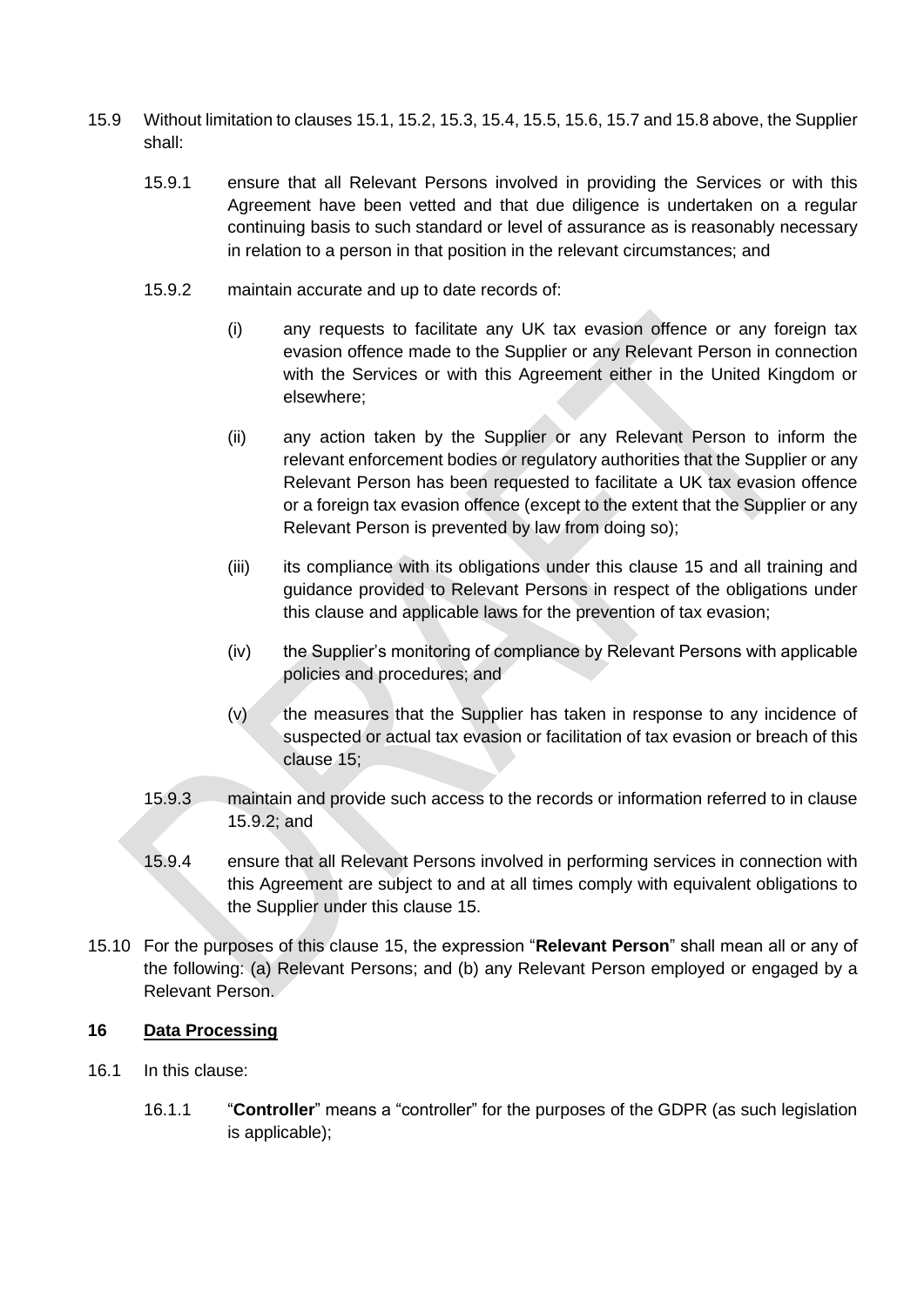15.9 Without limitation to clauses 15.1, 15.2, 15.3, 15.4, 15.5, 15.6, 15.7 and 15.8 above, the Supplier shall:

15.9.1 ensure that all Relevant Persons involved in providing the Services or with this Agreement have been vetted and that due diligence is undertaken on a regular continuing basis to such standard or level of assurance as is reasonably necessary in relation to a person in that position in the relevant circumstances; and

15.9.2 maintain accurate and up to date records of:

(i) any requests to facilitate any UK tax evasion offence or any foreign tax evasion offence made to the Supplier or any Relevant Person in connection with the Services or with this Agreement either in the United Kingdom or elsewhere;

(ii) any action taken by the Supplier or any Relevant Person to inform the relevant enforcement bodies or regulatory authorities that the Supplier or any Relevant Person has been requested to facilitate a UK tax evasion offence or a foreign tax evasion offence (except to the extent that the Supplier or any Relevant Person is prevented by law from doing so);

(iii) its compliance with its obligations under this clause 15 and all training and guidance provided to Relevant Persons in respect of the obligations under this clause and applicable laws for the prevention of tax evasion;

(iv) the Supplier's monitoring of compliance by Relevant Persons with applicable policies and procedures; and

(v) the measures that the Supplier has taken in response to any incidence of suspected or actual tax evasion or facilitation of tax evasion or breach of this clause 15;

15.9.3 maintain and provide such access to the records or information referred to in clause 15.9.2; and

15.9.4 ensure that all Relevant Persons involved in performing services in connection with this Agreement are subject to and at all times comply with equivalent obligations to the Supplier under this clause 15.

15.10 For the purposes of this clause 15, the expression "**Relevant Person**" shall mean all or any of the following: (a) Relevant Persons; and (b) any Relevant Person employed or engaged by a Relevant Person.

## 16 Data Processing

16.1 In this clause:

16.1.1 "**Controller**" means a "controller" for the purposes of the GDPR (as such legislation is applicable);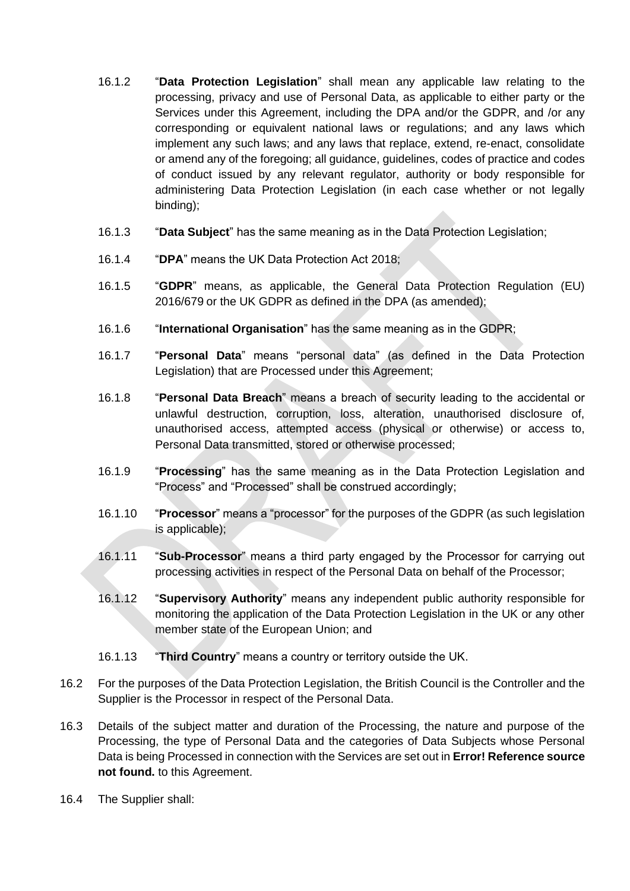16.1.2 "**Data Protection Legislation**" shall mean any applicable law relating to the processing, privacy and use of Personal Data, as applicable to either party or the Services under this Agreement, including the DPA and/or the GDPR, and /or any corresponding or equivalent national laws or regulations; and any laws which implement any such laws; and any laws that replace, extend, re-enact, consolidate or amend any of the foregoing; all guidance, guidelines, codes of practice and codes of conduct issued by any relevant regulator, authority or body responsible for administering Data Protection Legislation (in each case whether or not legally binding);

16.1.3 "**Data Subject**" has the same meaning as in the Data Protection Legislation;

16.1.4 "**DPA**" means the UK Data Protection Act 2018;

16.1.5 "**GDPR**" means, as applicable, the General Data Protection Regulation (EU) 2016/679 or the UK GDPR as defined in the DPA (as amended);

16.1.6 "**International Organisation**" has the same meaning as in the GDPR;

16.1.7 "**Personal Data**" means "personal data" (as defined in the Data Protection Legislation) that are Processed under this Agreement;

16.1.8 "**Personal Data Breach**" means a breach of security leading to the accidental or unlawful destruction, corruption, loss, alteration, unauthorised disclosure of, unauthorised access, attempted access (physical or otherwise) or access to, Personal Data transmitted, stored or otherwise processed;

16.1.9 "**Processing**" has the same meaning as in the Data Protection Legislation and "Process" and "Processed" shall be construed accordingly;

16.1.10 "**Processor**" means a "processor" for the purposes of the GDPR (as such legislation is applicable);

16.1.11 "**Sub-Processor**" means a third party engaged by the Processor for carrying out processing activities in respect of the Personal Data on behalf of the Processor;

16.1.12 "**Supervisory Authority**" means any independent public authority responsible for monitoring the application of the Data Protection Legislation in the UK or any other member state of the European Union; and

16.1.13 "**Third Country**" means a country or territory outside the UK.

16.2 For the purposes of the Data Protection Legislation, the British Council is the Controller and the Supplier is the Processor in respect of the Personal Data.

16.3 Details of the subject matter and duration of the Processing, the nature and purpose of the Processing, the type of Personal Data and the categories of Data Subjects whose Personal Data is being Processed in connection with the Services are set out in **Error! Reference source not found.** to this Agreement.

16.4 The Supplier shall: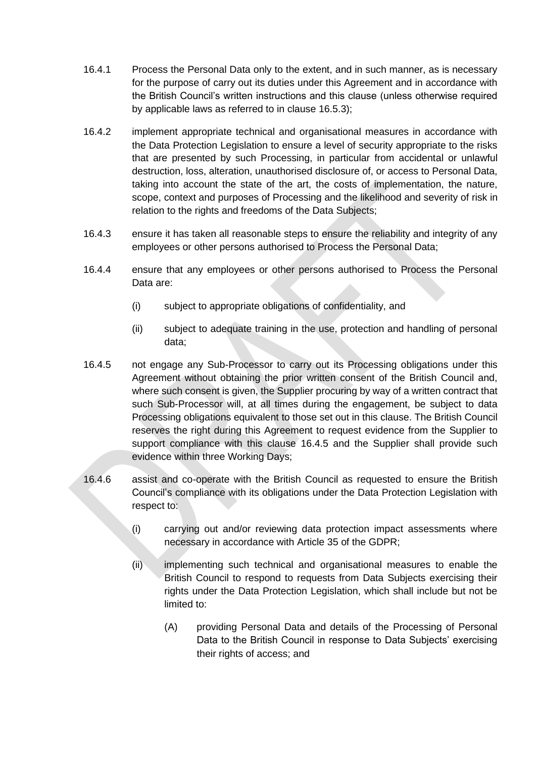16.4.1 Process the Personal Data only to the extent, and in such manner, as is necessary for the purpose of carry out its duties under this Agreement and in accordance with the British Council's written instructions and this clause (unless otherwise required by applicable laws as referred to in clause 16.5.3);

16.4.2 implement appropriate technical and organisational measures in accordance with the Data Protection Legislation to ensure a level of security appropriate to the risks that are presented by such Processing, in particular from accidental or unlawful destruction, loss, alteration, unauthorised disclosure of, or access to Personal Data, taking into account the state of the art, the costs of implementation, the nature, scope, context and purposes of Processing and the likelihood and severity of risk in relation to the rights and freedoms of the Data Subjects;

16.4.3 ensure it has taken all reasonable steps to ensure the reliability and integrity of any employees or other persons authorised to Process the Personal Data;

16.4.4 ensure that any employees or other persons authorised to Process the Personal Data are:

(i) subject to appropriate obligations of confidentiality, and

(ii) subject to adequate training in the use, protection and handling of personal data;

16.4.5 not engage any Sub-Processor to carry out its Processing obligations under this Agreement without obtaining the prior written consent of the British Council and, where such consent is given, the Supplier procuring by way of a written contract that such Sub-Processor will, at all times during the engagement, be subject to data Processing obligations equivalent to those set out in this clause. The British Council reserves the right during this Agreement to request evidence from the Supplier to support compliance with this clause 16.4.5 and the Supplier shall provide such evidence within three Working Days;

16.4.6 assist and co-operate with the British Council as requested to ensure the British Council's compliance with its obligations under the Data Protection Legislation with respect to:

(i) carrying out and/or reviewing data protection impact assessments where necessary in accordance with Article 35 of the GDPR;

(ii) implementing such technical and organisational measures to enable the British Council to respond to requests from Data Subjects exercising their rights under the Data Protection Legislation, which shall include but not be limited to:

(A) providing Personal Data and details of the Processing of Personal Data to the British Council in response to Data Subjects' exercising their rights of access; and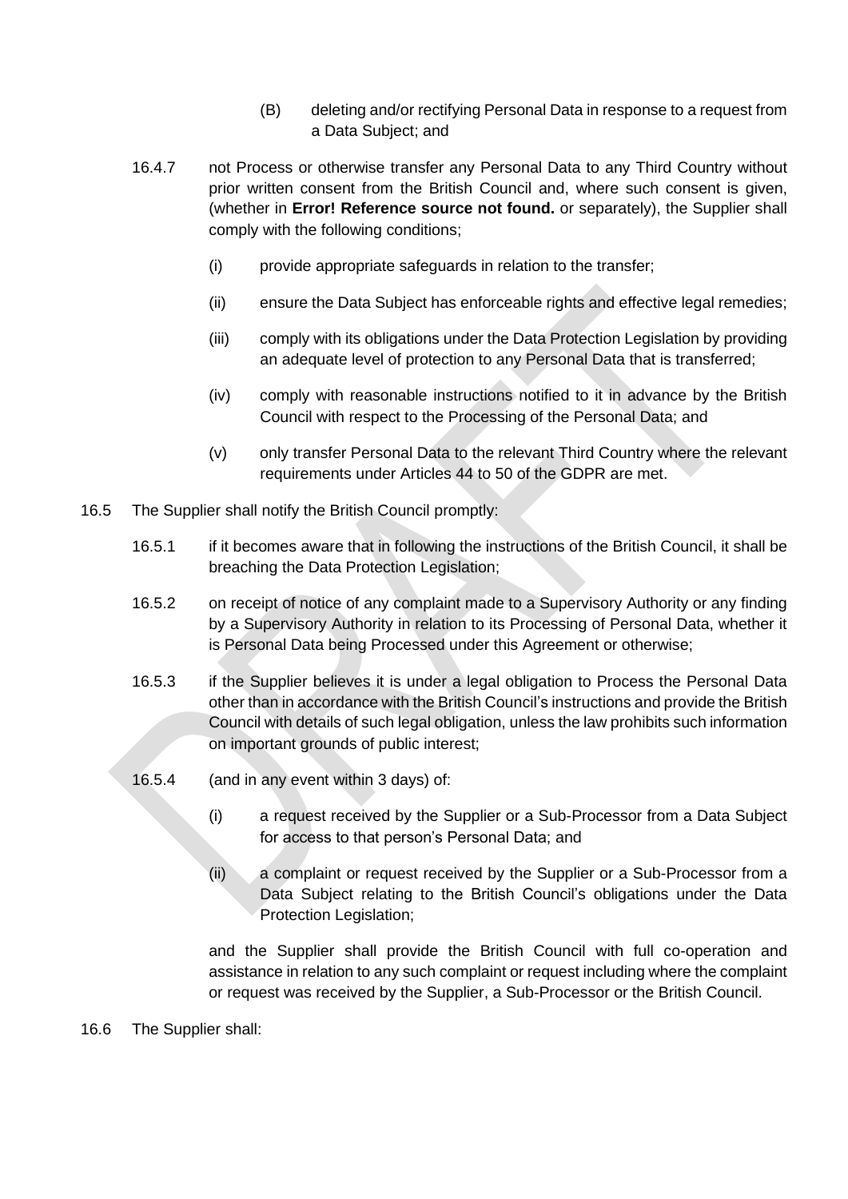(B) deleting and/or rectifying Personal Data in response to a request from a Data Subject; and

16.4.7 not Process or otherwise transfer any Personal Data to any Third Country without prior written consent from the British Council and, where such consent is given, (whether in **Error! Reference source not found.** or separately), the Supplier shall comply with the following conditions;

(i) provide appropriate safeguards in relation to the transfer;

(ii) ensure the Data Subject has enforceable rights and effective legal remedies;

(iii) comply with its obligations under the Data Protection Legislation by providing an adequate level of protection to any Personal Data that is transferred;

(iv) comply with reasonable instructions notified to it in advance by the British Council with respect to the Processing of the Personal Data; and

(v) only transfer Personal Data to the relevant Third Country where the relevant requirements under Articles 44 to 50 of the GDPR are met.

16.5 The Supplier shall notify the British Council promptly:

16.5.1 if it becomes aware that in following the instructions of the British Council, it shall be breaching the Data Protection Legislation;

16.5.2 on receipt of notice of any complaint made to a Supervisory Authority or any finding by a Supervisory Authority in relation to its Processing of Personal Data, whether it is Personal Data being Processed under this Agreement or otherwise;

16.5.3 if the Supplier believes it is under a legal obligation to Process the Personal Data other than in accordance with the British Council's instructions and provide the British Council with details of such legal obligation, unless the law prohibits such information on important grounds of public interest;

16.5.4 (and in any event within 3 days) of:

(i) a request received by the Supplier or a Sub-Processor from a Data Subject for access to that person's Personal Data; and

(ii) a complaint or request received by the Supplier or a Sub-Processor from a Data Subject relating to the British Council's obligations under the Data Protection Legislation;

and the Supplier shall provide the British Council with full co-operation and assistance in relation to any such complaint or request including where the complaint or request was received by the Supplier, a Sub-Processor or the British Council.

16.6 The Supplier shall: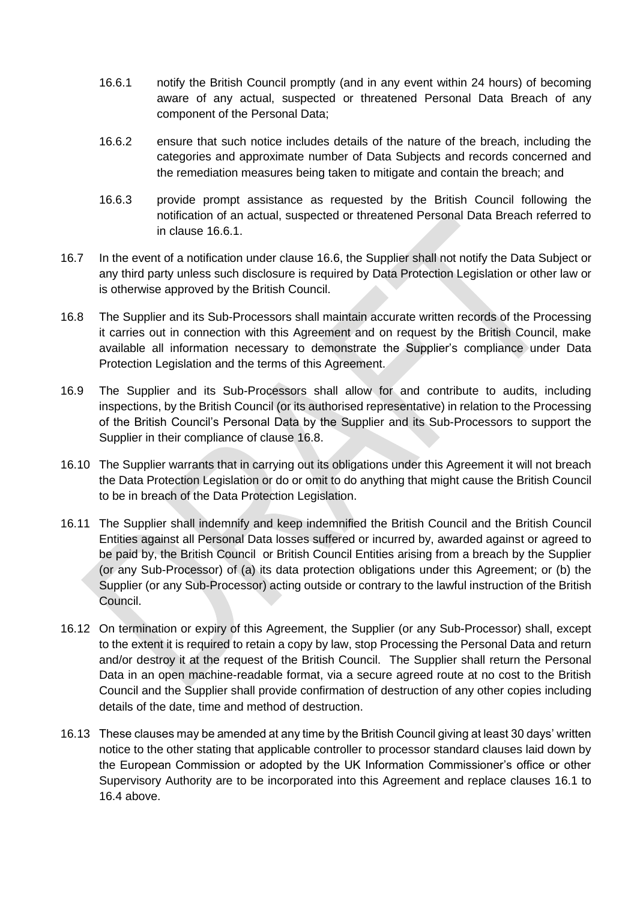16.6.1 notify the British Council promptly (and in any event within 24 hours) of becoming aware of any actual, suspected or threatened Personal Data Breach of any component of the Personal Data;

16.6.2 ensure that such notice includes details of the nature of the breach, including the categories and approximate number of Data Subjects and records concerned and the remediation measures being taken to mitigate and contain the breach; and

16.6.3 provide prompt assistance as requested by the British Council following the notification of an actual, suspected or threatened Personal Data Breach referred to in clause 16.6.1.

16.7 In the event of a notification under clause 16.6, the Supplier shall not notify the Data Subject or any third party unless such disclosure is required by Data Protection Legislation or other law or is otherwise approved by the British Council.

16.8 The Supplier and its Sub-Processors shall maintain accurate written records of the Processing it carries out in connection with this Agreement and on request by the British Council, make available all information necessary to demonstrate the Supplier's compliance under Data Protection Legislation and the terms of this Agreement.

16.9 The Supplier and its Sub-Processors shall allow for and contribute to audits, including inspections, by the British Council (or its authorised representative) in relation to the Processing of the British Council's Personal Data by the Supplier and its Sub-Processors to support the Supplier in their compliance of clause 16.8.

16.10 The Supplier warrants that in carrying out its obligations under this Agreement it will not breach the Data Protection Legislation or do or omit to do anything that might cause the British Council to be in breach of the Data Protection Legislation.

16.11 The Supplier shall indemnify and keep indemnified the British Council and the British Council Entities against all Personal Data losses suffered or incurred by, awarded against or agreed to be paid by, the British Council or British Council Entities arising from a breach by the Supplier (or any Sub-Processor) of (a) its data protection obligations under this Agreement; or (b) the Supplier (or any Sub-Processor) acting outside or contrary to the lawful instruction of the British Council.

16.12 On termination or expiry of this Agreement, the Supplier (or any Sub-Processor) shall, except to the extent it is required to retain a copy by law, stop Processing the Personal Data and return and/or destroy it at the request of the British Council. The Supplier shall return the Personal Data in an open machine-readable format, via a secure agreed route at no cost to the British Council and the Supplier shall provide confirmation of destruction of any other copies including details of the date, time and method of destruction.

16.13 These clauses may be amended at any time by the British Council giving at least 30 days' written notice to the other stating that applicable controller to processor standard clauses laid down by the European Commission or adopted by the UK Information Commissioner's office or other Supervisory Authority are to be incorporated into this Agreement and replace clauses 16.1 to 16.4 above.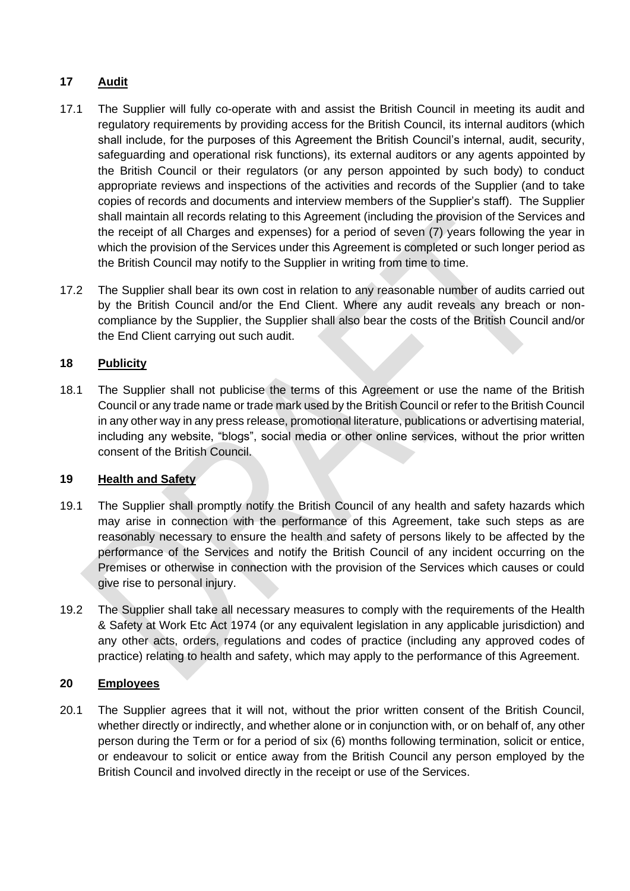## 17 Audit

17.1 The Supplier will fully co-operate with and assist the British Council in meeting its audit and regulatory requirements by providing access for the British Council, its internal auditors (which shall include, for the purposes of this Agreement the British Council's internal, audit, security, safeguarding and operational risk functions), its external auditors or any agents appointed by the British Council or their regulators (or any person appointed by such body) to conduct appropriate reviews and inspections of the activities and records of the Supplier (and to take copies of records and documents and interview members of the Supplier's staff). The Supplier shall maintain all records relating to this Agreement (including the provision of the Services and the receipt of all Charges and expenses) for a period of seven (7) years following the year in which the provision of the Services under this Agreement is completed or such longer period as the British Council may notify to the Supplier in writing from time to time.

17.2 The Supplier shall bear its own cost in relation to any reasonable number of audits carried out by the British Council and/or the End Client. Where any audit reveals any breach or non-compliance by the Supplier, the Supplier shall also bear the costs of the British Council and/or the End Client carrying out such audit.

## 18 Publicity

18.1 The Supplier shall not publicise the terms of this Agreement or use the name of the British Council or any trade name or trade mark used by the British Council or refer to the British Council in any other way in any press release, promotional literature, publications or advertising material, including any website, "blogs", social media or other online services, without the prior written consent of the British Council.

## 19 Health and Safety

19.1 The Supplier shall promptly notify the British Council of any health and safety hazards which may arise in connection with the performance of this Agreement, take such steps as are reasonably necessary to ensure the health and safety of persons likely to be affected by the performance of the Services and notify the British Council of any incident occurring on the Premises or otherwise in connection with the provision of the Services which causes or could give rise to personal injury.

19.2 The Supplier shall take all necessary measures to comply with the requirements of the Health & Safety at Work Etc Act 1974 (or any equivalent legislation in any applicable jurisdiction) and any other acts, orders, regulations and codes of practice (including any approved codes of practice) relating to health and safety, which may apply to the performance of this Agreement.

## 20 Employees

20.1 The Supplier agrees that it will not, without the prior written consent of the British Council, whether directly or indirectly, and whether alone or in conjunction with, or on behalf of, any other person during the Term or for a period of six (6) months following termination, solicit or entice, or endeavour to solicit or entice away from the British Council any person employed by the British Council and involved directly in the receipt or use of the Services.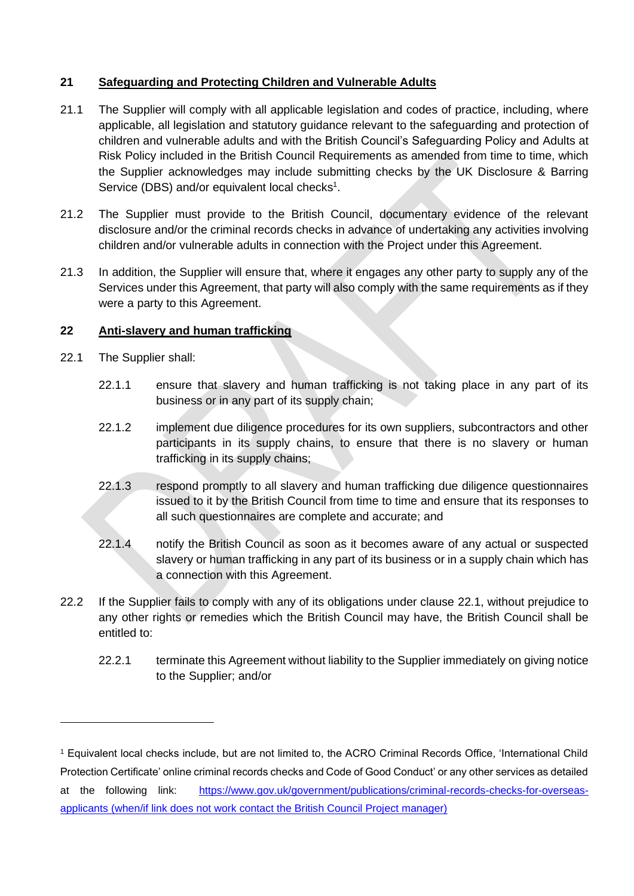## 21 Safeguarding and Protecting Children and Vulnerable Adults

21.1 The Supplier will comply with all applicable legislation and codes of practice, including, where applicable, all legislation and statutory guidance relevant to the safeguarding and protection of children and vulnerable adults and with the British Council's Safeguarding Policy and Adults at Risk Policy included in the British Council Requirements as amended from time to time, which the Supplier acknowledges may include submitting checks by the UK Disclosure & Barring Service (DBS) and/or equivalent local checks[1].

21.2 The Supplier must provide to the British Council, documentary evidence of the relevant disclosure and/or the criminal records checks in advance of undertaking any activities involving children and/or vulnerable adults in connection with the Project under this Agreement.

21.3 In addition, the Supplier will ensure that, where it engages any other party to supply any of the Services under this Agreement, that party will also comply with the same requirements as if they were a party to this Agreement.

## 22 Anti-slavery and human trafficking

22.1 The Supplier shall:

22.1.1 ensure that slavery and human trafficking is not taking place in any part of its business or in any part of its supply chain;

22.1.2 implement due diligence procedures for its own suppliers, subcontractors and other participants in its supply chains, to ensure that there is no slavery or human trafficking in its supply chains;

22.1.3 respond promptly to all slavery and human trafficking due diligence questionnaires issued to it by the British Council from time to time and ensure that its responses to all such questionnaires are complete and accurate; and

22.1.4 notify the British Council as soon as it becomes aware of any actual or suspected slavery or human trafficking in any part of its business or in a supply chain which has a connection with this Agreement.

22.2 If the Supplier fails to comply with any of its obligations under clause 22.1, without prejudice to any other rights or remedies which the British Council may have, the British Council shall be entitled to:

22.2.1 terminate this Agreement without liability to the Supplier immediately on giving notice to the Supplier; and/or

---

[1] Equivalent local checks include, but are not limited to, the ACRO Criminal Records Office, 'International Child Protection Certificate' online criminal records checks and Code of Good Conduct' or any other services as detailed at the following link: https://www.gov.uk/government/publications/criminal-records-checks-for-overseas-applicants (when/if link does not work contact the British Council Project manager)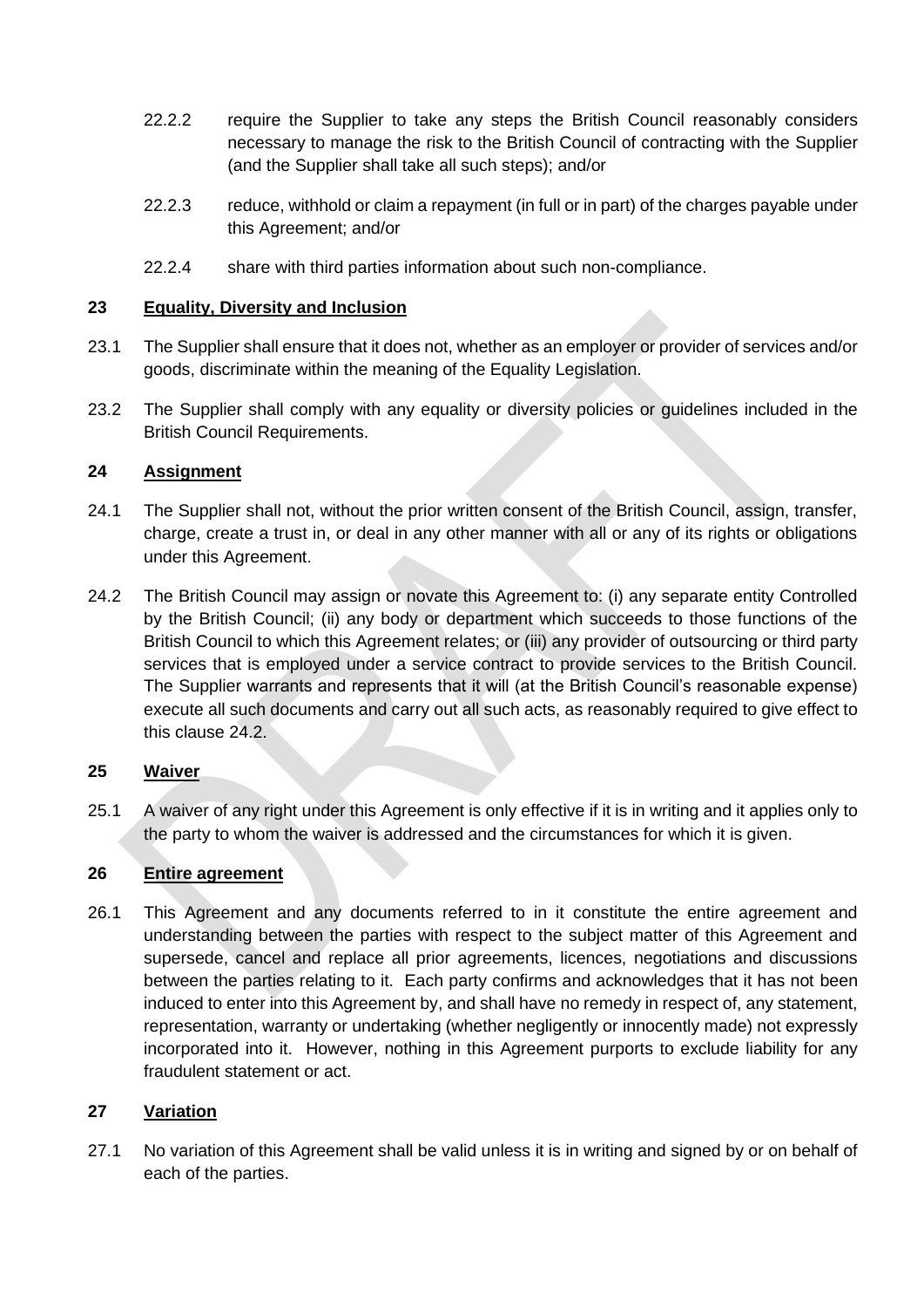22.2.2 require the Supplier to take any steps the British Council reasonably considers necessary to manage the risk to the British Council of contracting with the Supplier (and the Supplier shall take all such steps); and/or

22.2.3 reduce, withhold or claim a repayment (in full or in part) of the charges payable under this Agreement; and/or

22.2.4 share with third parties information about such non-compliance.

## 23 Equality, Diversity and Inclusion

23.1 The Supplier shall ensure that it does not, whether as an employer or provider of services and/or goods, discriminate within the meaning of the Equality Legislation.

23.2 The Supplier shall comply with any equality or diversity policies or guidelines included in the British Council Requirements.

## 24 Assignment

24.1 The Supplier shall not, without the prior written consent of the British Council, assign, transfer, charge, create a trust in, or deal in any other manner with all or any of its rights or obligations under this Agreement.

24.2 The British Council may assign or novate this Agreement to: (i) any separate entity Controlled by the British Council; (ii) any body or department which succeeds to those functions of the British Council to which this Agreement relates; or (iii) any provider of outsourcing or third party services that is employed under a service contract to provide services to the British Council. The Supplier warrants and represents that it will (at the British Council's reasonable expense) execute all such documents and carry out all such acts, as reasonably required to give effect to this clause 24.2.

## 25 Waiver

25.1 A waiver of any right under this Agreement is only effective if it is in writing and it applies only to the party to whom the waiver is addressed and the circumstances for which it is given.

## 26 Entire agreement

26.1 This Agreement and any documents referred to in it constitute the entire agreement and understanding between the parties with respect to the subject matter of this Agreement and supersede, cancel and replace all prior agreements, licences, negotiations and discussions between the parties relating to it. Each party confirms and acknowledges that it has not been induced to enter into this Agreement by, and shall have no remedy in respect of, any statement, representation, warranty or undertaking (whether negligently or innocently made) not expressly incorporated into it. However, nothing in this Agreement purports to exclude liability for any fraudulent statement or act.

## 27 Variation

27.1 No variation of this Agreement shall be valid unless it is in writing and signed by or on behalf of each of the parties.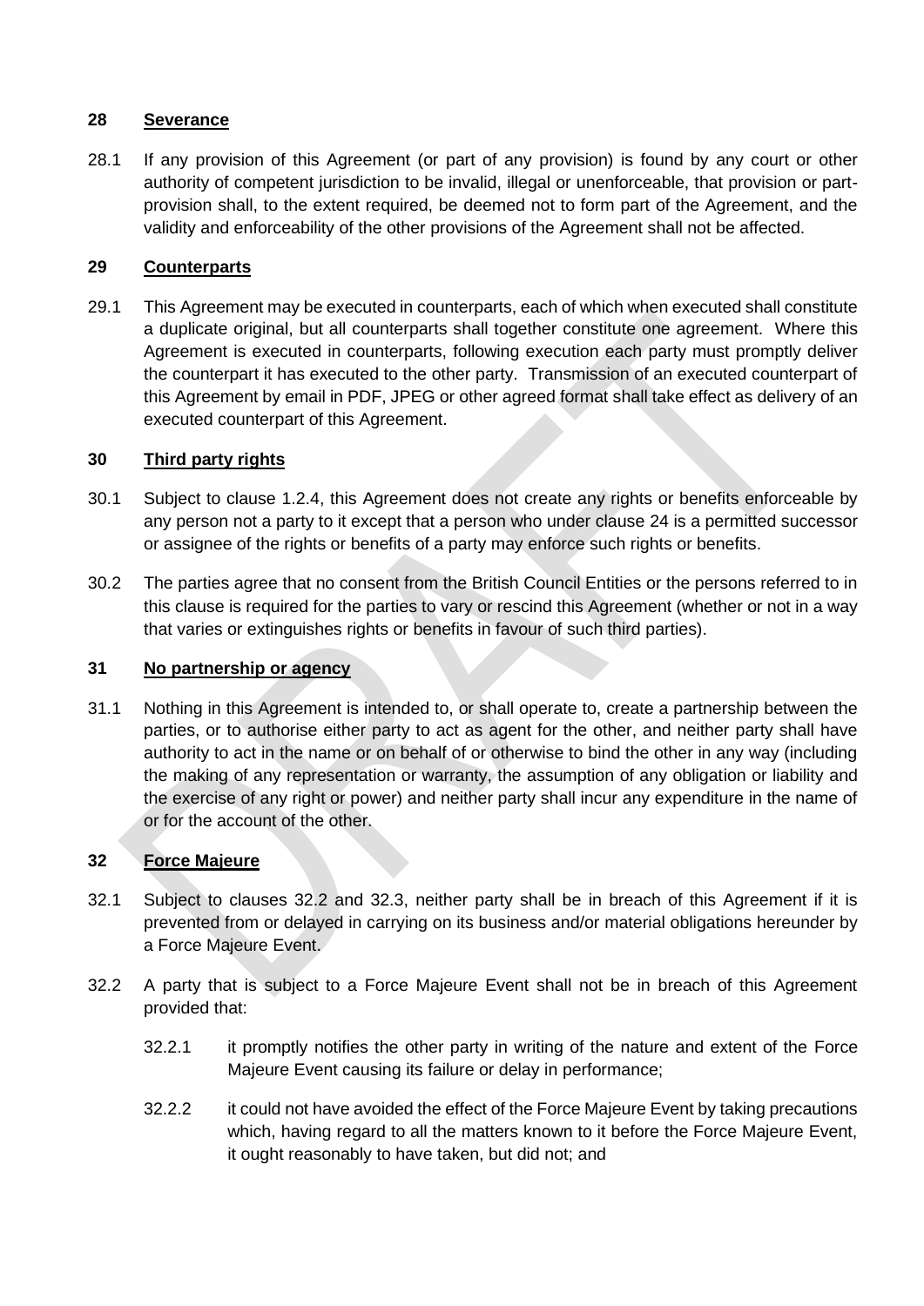## 28 Severance

28.1 If any provision of this Agreement (or part of any provision) is found by any court or other authority of competent jurisdiction to be invalid, illegal or unenforceable, that provision or part-provision shall, to the extent required, be deemed not to form part of the Agreement, and the validity and enforceability of the other provisions of the Agreement shall not be affected.

## 29 Counterparts

29.1 This Agreement may be executed in counterparts, each of which when executed shall constitute a duplicate original, but all counterparts shall together constitute one agreement. Where this Agreement is executed in counterparts, following execution each party must promptly deliver the counterpart it has executed to the other party. Transmission of an executed counterpart of this Agreement by email in PDF, JPEG or other agreed format shall take effect as delivery of an executed counterpart of this Agreement.

## 30 Third party rights

30.1 Subject to clause 1.2.4, this Agreement does not create any rights or benefits enforceable by any person not a party to it except that a person who under clause 24 is a permitted successor or assignee of the rights or benefits of a party may enforce such rights or benefits.

30.2 The parties agree that no consent from the British Council Entities or the persons referred to in this clause is required for the parties to vary or rescind this Agreement (whether or not in a way that varies or extinguishes rights or benefits in favour of such third parties).

## 31 No partnership or agency

31.1 Nothing in this Agreement is intended to, or shall operate to, create a partnership between the parties, or to authorise either party to act as agent for the other, and neither party shall have authority to act in the name or on behalf of or otherwise to bind the other in any way (including the making of any representation or warranty, the assumption of any obligation or liability and the exercise of any right or power) and neither party shall incur any expenditure in the name of or for the account of the other.

## 32 Force Majeure

32.1 Subject to clauses 32.2 and 32.3, neither party shall be in breach of this Agreement if it is prevented from or delayed in carrying on its business and/or material obligations hereunder by a Force Majeure Event.

32.2 A party that is subject to a Force Majeure Event shall not be in breach of this Agreement provided that:

32.2.1 it promptly notifies the other party in writing of the nature and extent of the Force Majeure Event causing its failure or delay in performance;

32.2.2 it could not have avoided the effect of the Force Majeure Event by taking precautions which, having regard to all the matters known to it before the Force Majeure Event, it ought reasonably to have taken, but did not; and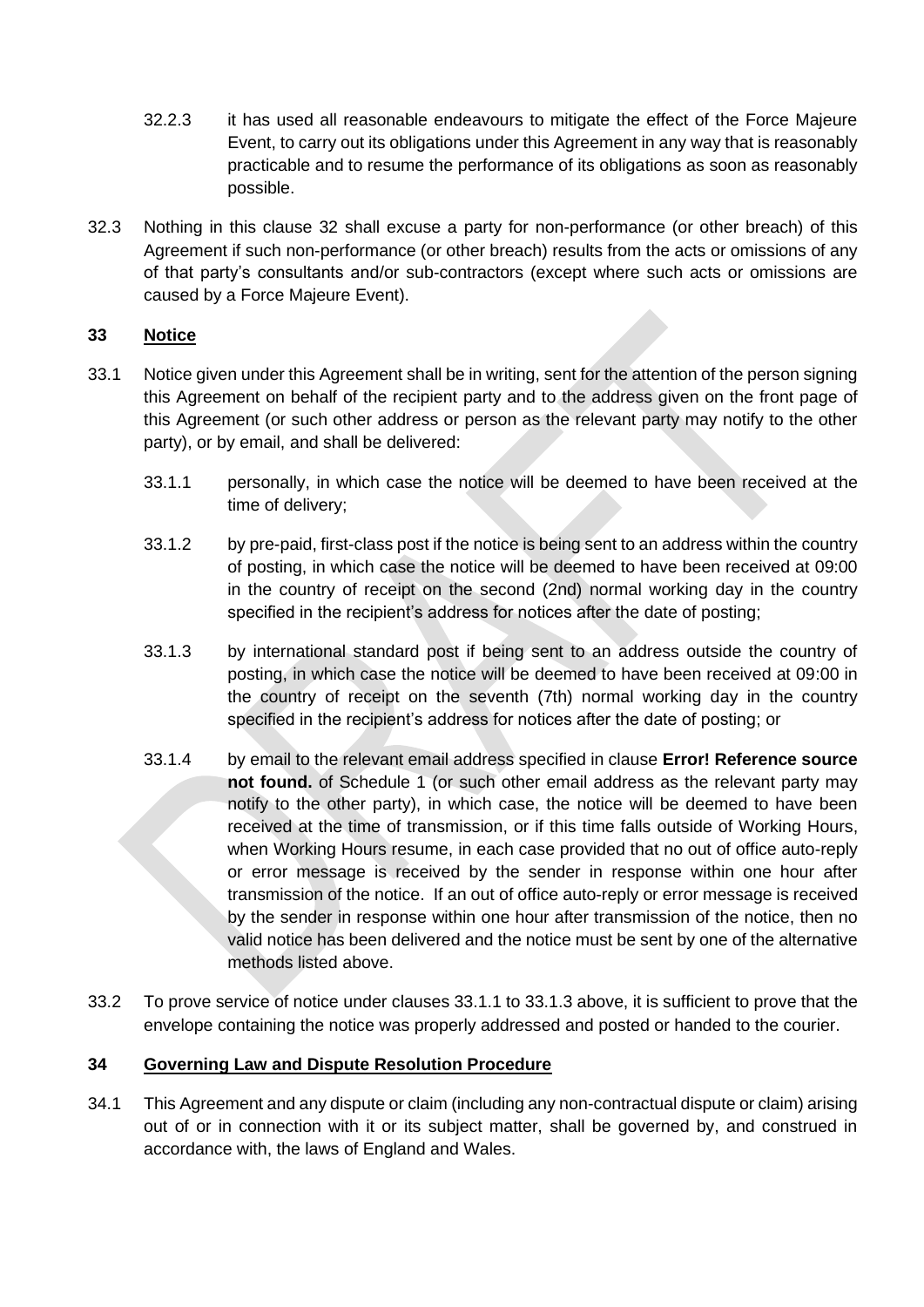32.2.3 it has used all reasonable endeavours to mitigate the effect of the Force Majeure Event, to carry out its obligations under this Agreement in any way that is reasonably practicable and to resume the performance of its obligations as soon as reasonably possible.

32.3 Nothing in this clause 32 shall excuse a party for non-performance (or other breach) of this Agreement if such non-performance (or other breach) results from the acts or omissions of any of that party's consultants and/or sub-contractors (except where such acts or omissions are caused by a Force Majeure Event).

## 33 Notice

33.1 Notice given under this Agreement shall be in writing, sent for the attention of the person signing this Agreement on behalf of the recipient party and to the address given on the front page of this Agreement (or such other address or person as the relevant party may notify to the other party), or by email, and shall be delivered:

33.1.1 personally, in which case the notice will be deemed to have been received at the time of delivery;

33.1.2 by pre-paid, first-class post if the notice is being sent to an address within the country of posting, in which case the notice will be deemed to have been received at 09:00 in the country of receipt on the second (2nd) normal working day in the country specified in the recipient's address for notices after the date of posting;

33.1.3 by international standard post if being sent to an address outside the country of posting, in which case the notice will be deemed to have been received at 09:00 in the country of receipt on the seventh (7th) normal working day in the country specified in the recipient's address for notices after the date of posting; or

33.1.4 by email to the relevant email address specified in clause **Error! Reference source not found.** of Schedule 1 (or such other email address as the relevant party may notify to the other party), in which case, the notice will be deemed to have been received at the time of transmission, or if this time falls outside of Working Hours, when Working Hours resume, in each case provided that no out of office auto-reply or error message is received by the sender in response within one hour after transmission of the notice. If an out of office auto-reply or error message is received by the sender in response within one hour after transmission of the notice, then no valid notice has been delivered and the notice must be sent by one of the alternative methods listed above.

33.2 To prove service of notice under clauses 33.1.1 to 33.1.3 above, it is sufficient to prove that the envelope containing the notice was properly addressed and posted or handed to the courier.

## 34 Governing Law and Dispute Resolution Procedure

34.1 This Agreement and any dispute or claim (including any non-contractual dispute or claim) arising out of or in connection with it or its subject matter, shall be governed by, and construed in accordance with, the laws of England and Wales.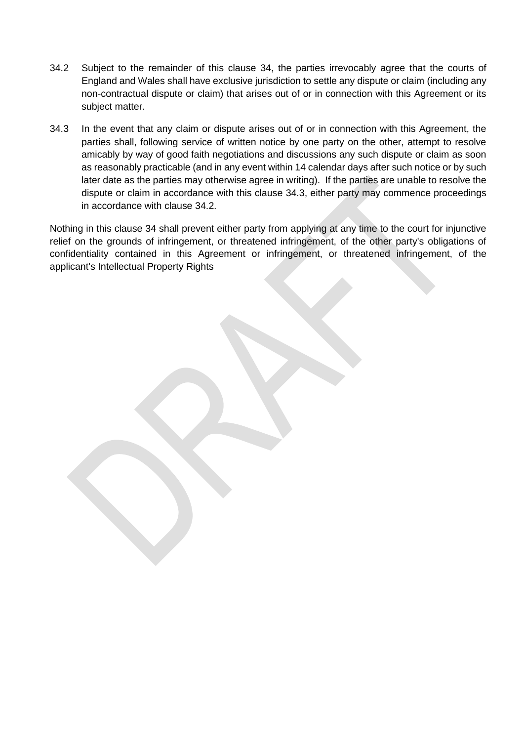34.2 Subject to the remainder of this clause 34, the parties irrevocably agree that the courts of England and Wales shall have exclusive jurisdiction to settle any dispute or claim (including any non-contractual dispute or claim) that arises out of or in connection with this Agreement or its subject matter.

34.3 In the event that any claim or dispute arises out of or in connection with this Agreement, the parties shall, following service of written notice by one party on the other, attempt to resolve amicably by way of good faith negotiations and discussions any such dispute or claim as soon as reasonably practicable (and in any event within 14 calendar days after such notice or by such later date as the parties may otherwise agree in writing). If the parties are unable to resolve the dispute or claim in accordance with this clause 34.3, either party may commence proceedings in accordance with clause 34.2.

Nothing in this clause 34 shall prevent either party from applying at any time to the court for injunctive relief on the grounds of infringement, or threatened infringement, of the other party's obligations of confidentiality contained in this Agreement or infringement, or threatened infringement, of the applicant's Intellectual Property Rights